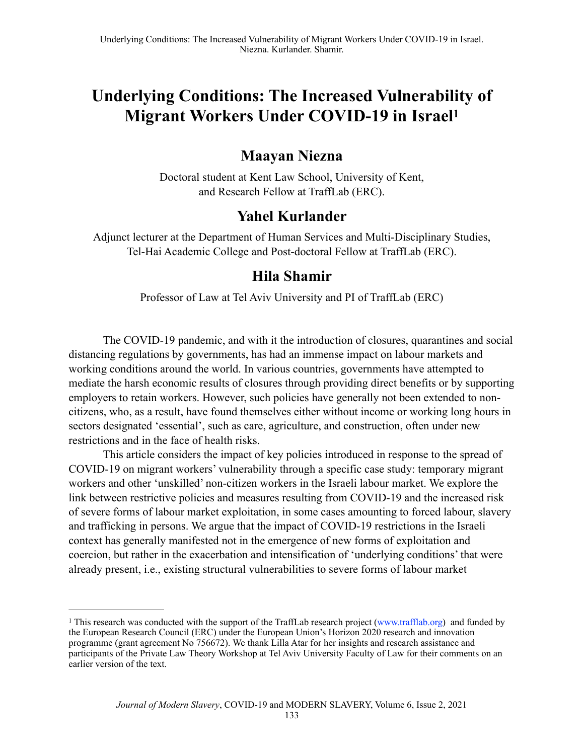# Underlying Conditions: The Increased Vulnerability of Migrant Workers Under COVID-19 in Israel[1]

## Maayan Niezna

Doctoral student at Kent Law School, University of Kent, and Research Fellow at TraffLab (ERC).

## Yahel Kurlander

Adjunct lecturer at the Department of Human Services and Multi-Disciplinary Studies, Tel-Hai Academic College and Post-doctoral Fellow at TraffLab (ERC).

## Hila Shamir

Professor of Law at Tel Aviv University and PI of TraffLab (ERC)

The COVID-19 pandemic, and with it the introduction of closures, quarantines and social distancing regulations by governments, has had an immense impact on labour markets and working conditions around the world. In various countries, governments have attempted to mediate the harsh economic results of closures through providing direct benefits or by supporting employers to retain workers. However, such policies have generally not been extended to non-citizens, who, as a result, have found themselves either without income or working long hours in sectors designated 'essential', such as care, agriculture, and construction, often under new restrictions and in the face of health risks.

This article considers the impact of key policies introduced in response to the spread of COVID-19 on migrant workers' vulnerability through a specific case study: temporary migrant workers and other 'unskilled' non-citizen workers in the Israeli labour market. We explore the link between restrictive policies and measures resulting from COVID-19 and the increased risk of severe forms of labour market exploitation, in some cases amounting to forced labour, slavery and trafficking in persons. We argue that the impact of COVID-19 restrictions in the Israeli context has generally manifested not in the emergence of new forms of exploitation and coercion, but rather in the exacerbation and intensification of 'underlying conditions' that were already present, i.e., existing structural vulnerabilities to severe forms of labour market

---

[1] This research was conducted with the support of the TraffLab research project (www.trafflab.org) and funded by the European Research Council (ERC) under the European Union's Horizon 2020 research and innovation programme (grant agreement No 756672). We thank Lilla Atar for her insights and research assistance and participants of the Private Law Theory Workshop at Tel Aviv University Faculty of Law for their comments on an earlier version of the text.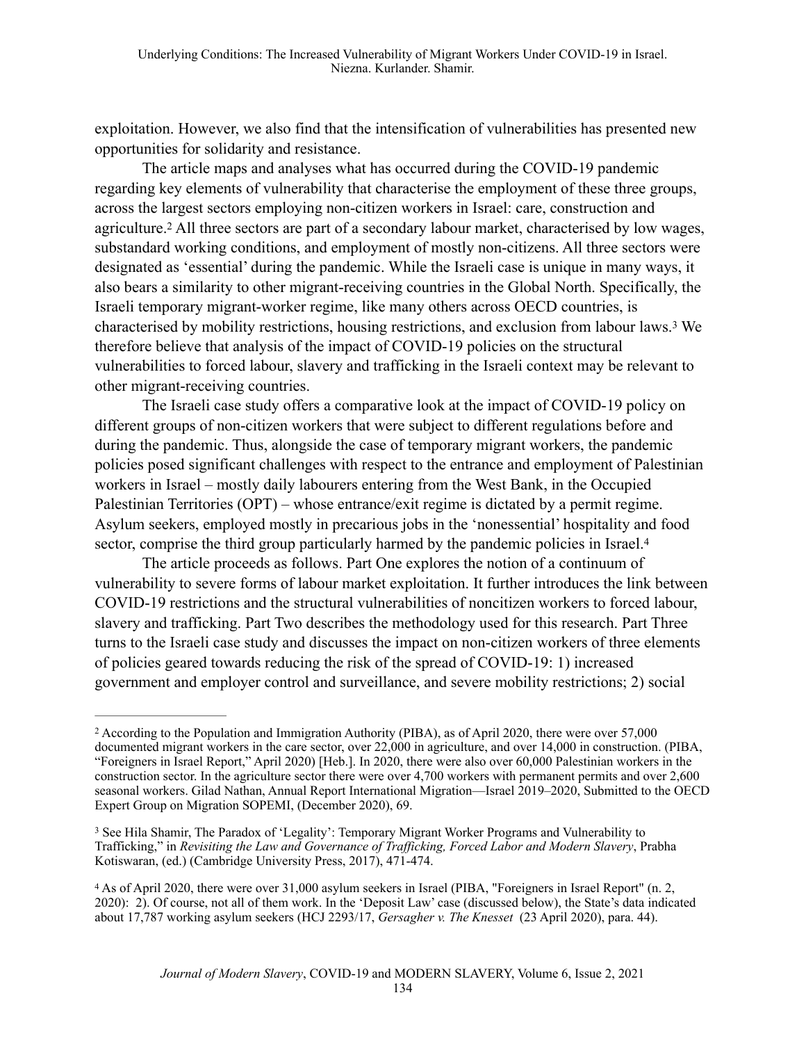exploitation. However, we also find that the intensification of vulnerabilities has presented new opportunities for solidarity and resistance.

The article maps and analyses what has occurred during the COVID-19 pandemic regarding key elements of vulnerability that characterise the employment of these three groups, across the largest sectors employing non-citizen workers in Israel: care, construction and agriculture.[2] All three sectors are part of a secondary labour market, characterised by low wages, substandard working conditions, and employment of mostly non-citizens. All three sectors were designated as 'essential' during the pandemic. While the Israeli case is unique in many ways, it also bears a similarity to other migrant-receiving countries in the Global North. Specifically, the Israeli temporary migrant-worker regime, like many others across OECD countries, is characterised by mobility restrictions, housing restrictions, and exclusion from labour laws.[3] We therefore believe that analysis of the impact of COVID-19 policies on the structural vulnerabilities to forced labour, slavery and trafficking in the Israeli context may be relevant to other migrant-receiving countries.

The Israeli case study offers a comparative look at the impact of COVID-19 policy on different groups of non-citizen workers that were subject to different regulations before and during the pandemic. Thus, alongside the case of temporary migrant workers, the pandemic policies posed significant challenges with respect to the entrance and employment of Palestinian workers in Israel – mostly daily labourers entering from the West Bank, in the Occupied Palestinian Territories (OPT) – whose entrance/exit regime is dictated by a permit regime. Asylum seekers, employed mostly in precarious jobs in the 'nonessential' hospitality and food sector, comprise the third group particularly harmed by the pandemic policies in Israel.[4]

The article proceeds as follows. Part One explores the notion of a continuum of vulnerability to severe forms of labour market exploitation. It further introduces the link between COVID-19 restrictions and the structural vulnerabilities of noncitizen workers to forced labour, slavery and trafficking. Part Two describes the methodology used for this research. Part Three turns to the Israeli case study and discusses the impact on non-citizen workers of three elements of policies geared towards reducing the risk of the spread of COVID-19: 1) increased government and employer control and surveillance, and severe mobility restrictions; 2) social

---

[2] According to the Population and Immigration Authority (PIBA), as of April 2020, there were over 57,000 documented migrant workers in the care sector, over 22,000 in agriculture, and over 14,000 in construction. (PIBA, "Foreigners in Israel Report," April 2020) [Heb.]. In 2020, there were also over 60,000 Palestinian workers in the construction sector. In the agriculture sector there were over 4,700 workers with permanent permits and over 2,600 seasonal workers. Gilad Nathan, Annual Report International Migration—Israel 2019–2020, Submitted to the OECD Expert Group on Migration SOPEMI, (December 2020), 69.

[3] See Hila Shamir, The Paradox of 'Legality': Temporary Migrant Worker Programs and Vulnerability to Trafficking," in *Revisiting the Law and Governance of Trafficking, Forced Labor and Modern Slavery*, Prabha Kotiswaran, (ed.) (Cambridge University Press, 2017), 471-474.

[4] As of April 2020, there were over 31,000 asylum seekers in Israel (PIBA, "Foreigners in Israel Report" (n. 2, 2020): 2). Of course, not all of them work. In the 'Deposit Law' case (discussed below), the State's data indicated about 17,787 working asylum seekers (HCJ 2293/17, *Gersagher v. The Knesset* (23 April 2020), para. 44).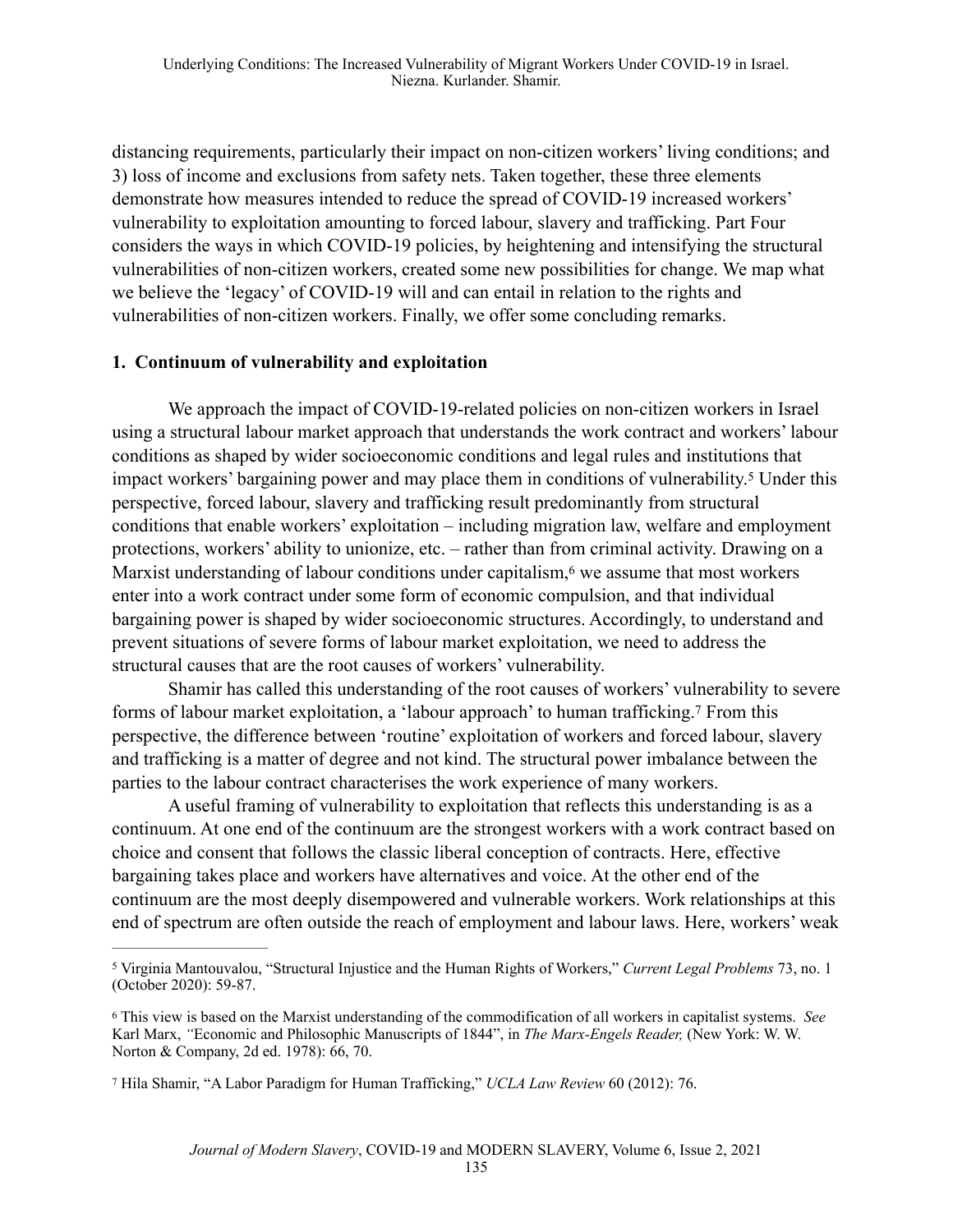distancing requirements, particularly their impact on non-citizen workers' living conditions; and 3) loss of income and exclusions from safety nets. Taken together, these three elements demonstrate how measures intended to reduce the spread of COVID-19 increased workers' vulnerability to exploitation amounting to forced labour, slavery and trafficking. Part Four considers the ways in which COVID-19 policies, by heightening and intensifying the structural vulnerabilities of non-citizen workers, created some new possibilities for change. We map what we believe the 'legacy' of COVID-19 will and can entail in relation to the rights and vulnerabilities of non-citizen workers. Finally, we offer some concluding remarks.

## 1. Continuum of vulnerability and exploitation

We approach the impact of COVID-19-related policies on non-citizen workers in Israel using a structural labour market approach that understands the work contract and workers' labour conditions as shaped by wider socioeconomic conditions and legal rules and institutions that impact workers' bargaining power and may place them in conditions of vulnerability.[5] Under this perspective, forced labour, slavery and trafficking result predominantly from structural conditions that enable workers' exploitation – including migration law, welfare and employment protections, workers' ability to unionize, etc. – rather than from criminal activity. Drawing on a Marxist understanding of labour conditions under capitalism,[6] we assume that most workers enter into a work contract under some form of economic compulsion, and that individual bargaining power is shaped by wider socioeconomic structures. Accordingly, to understand and prevent situations of severe forms of labour market exploitation, we need to address the structural causes that are the root causes of workers' vulnerability.

Shamir has called this understanding of the root causes of workers' vulnerability to severe forms of labour market exploitation, a 'labour approach' to human trafficking.[7] From this perspective, the difference between 'routine' exploitation of workers and forced labour, slavery and trafficking is a matter of degree and not kind. The structural power imbalance between the parties to the labour contract characterises the work experience of many workers.

A useful framing of vulnerability to exploitation that reflects this understanding is as a continuum. At one end of the continuum are the strongest workers with a work contract based on choice and consent that follows the classic liberal conception of contracts. Here, effective bargaining takes place and workers have alternatives and voice. At the other end of the continuum are the most deeply disempowered and vulnerable workers. Work relationships at this end of spectrum are often outside the reach of employment and labour laws. Here, workers' weak

---

[5] Virginia Mantouvalou, "Structural Injustice and the Human Rights of Workers," *Current Legal Problems* 73, no. 1 (October 2020): 59-87.

[6] This view is based on the Marxist understanding of the commodification of all workers in capitalist systems. *See* Karl Marx, "Economic and Philosophic Manuscripts of 1844", in *The Marx-Engels Reader,* (New York: W. W. Norton & Company, 2d ed. 1978): 66, 70.

[7] Hila Shamir, "A Labor Paradigm for Human Trafficking," *UCLA Law Review* 60 (2012): 76.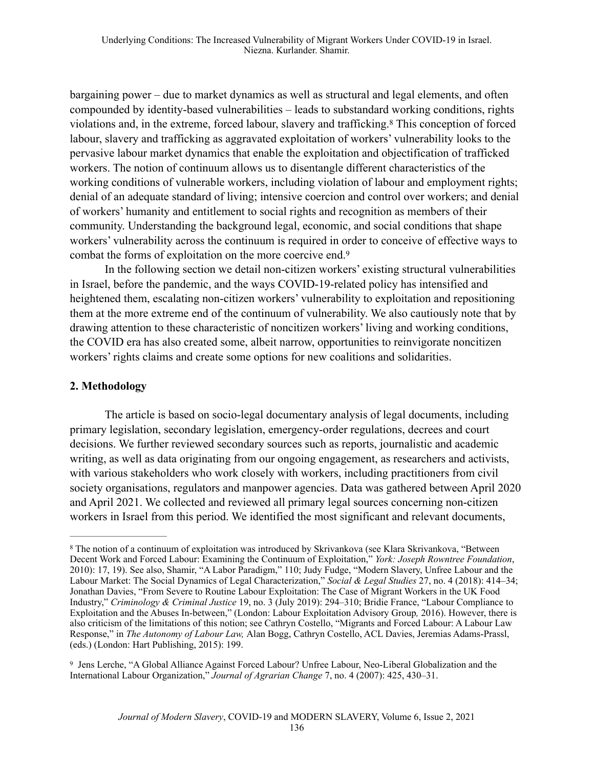bargaining power – due to market dynamics as well as structural and legal elements, and often compounded by identity-based vulnerabilities – leads to substandard working conditions, rights violations and, in the extreme, forced labour, slavery and trafficking.[8] This conception of forced labour, slavery and trafficking as aggravated exploitation of workers' vulnerability looks to the pervasive labour market dynamics that enable the exploitation and objectification of trafficked workers. The notion of continuum allows us to disentangle different characteristics of the working conditions of vulnerable workers, including violation of labour and employment rights; denial of an adequate standard of living; intensive coercion and control over workers; and denial of workers' humanity and entitlement to social rights and recognition as members of their community. Understanding the background legal, economic, and social conditions that shape workers' vulnerability across the continuum is required in order to conceive of effective ways to combat the forms of exploitation on the more coercive end.[9]

In the following section we detail non-citizen workers' existing structural vulnerabilities in Israel, before the pandemic, and the ways COVID-19-related policy has intensified and heightened them, escalating non-citizen workers' vulnerability to exploitation and repositioning them at the more extreme end of the continuum of vulnerability. We also cautiously note that by drawing attention to these characteristic of noncitizen workers' living and working conditions, the COVID era has also created some, albeit narrow, opportunities to reinvigorate noncitizen workers' rights claims and create some options for new coalitions and solidarities.

## 2. Methodology

The article is based on socio-legal documentary analysis of legal documents, including primary legislation, secondary legislation, emergency-order regulations, decrees and court decisions. We further reviewed secondary sources such as reports, journalistic and academic writing, as well as data originating from our ongoing engagement, as researchers and activists, with various stakeholders who work closely with workers, including practitioners from civil society organisations, regulators and manpower agencies. Data was gathered between April 2020 and April 2021. We collected and reviewed all primary legal sources concerning non-citizen workers in Israel from this period. We identified the most significant and relevant documents,

---

[8] The notion of a continuum of exploitation was introduced by Skrivankova (see Klara Skrivankova, "Between Decent Work and Forced Labour: Examining the Continuum of Exploitation," *York: Joseph Rowntree Foundation*, 2010): 17, 19). See also, Shamir, "A Labor Paradigm," 110; Judy Fudge, "Modern Slavery, Unfree Labour and the Labour Market: The Social Dynamics of Legal Characterization," *Social & Legal Studies* 27, no. 4 (2018): 414–34; Jonathan Davies, "From Severe to Routine Labour Exploitation: The Case of Migrant Workers in the UK Food Industry," *Criminology & Criminal Justice* 19, no. 3 (July 2019): 294–310; Bridie France, "Labour Compliance to Exploitation and the Abuses In-between," (London: Labour Exploitation Advisory Group*,* 2016). However, there is also criticism of the limitations of this notion; see Cathryn Costello, "Migrants and Forced Labour: A Labour Law Response," in *The Autonomy of Labour Law,* Alan Bogg, Cathryn Costello, ACL Davies, Jeremias Adams-Prassl, (eds.) (London: Hart Publishing, 2015): 199.

[9] Jens Lerche, "A Global Alliance Against Forced Labour? Unfree Labour, Neo-Liberal Globalization and the International Labour Organization," *Journal of Agrarian Change* 7, no. 4 (2007): 425, 430–31.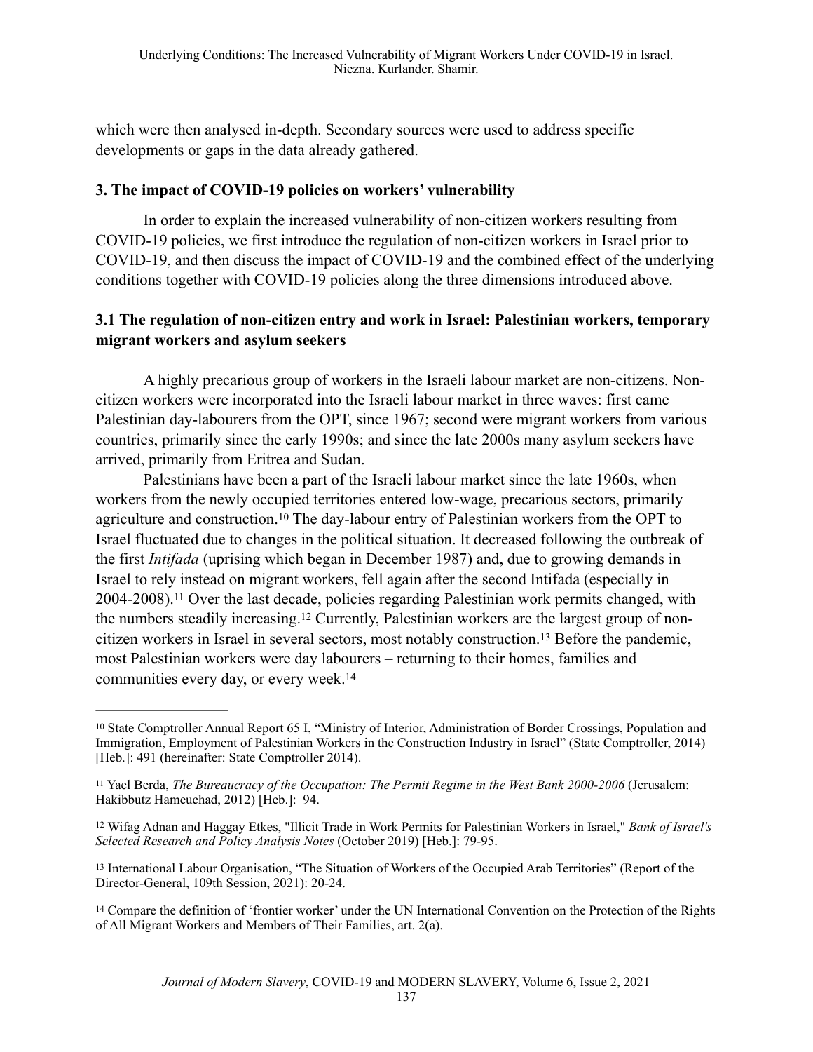which were then analysed in-depth. Secondary sources were used to address specific developments or gaps in the data already gathered.

## 3. The impact of COVID-19 policies on workers' vulnerability

In order to explain the increased vulnerability of non-citizen workers resulting from COVID-19 policies, we first introduce the regulation of non-citizen workers in Israel prior to COVID-19, and then discuss the impact of COVID-19 and the combined effect of the underlying conditions together with COVID-19 policies along the three dimensions introduced above.

### 3.1 The regulation of non-citizen entry and work in Israel: Palestinian workers, temporary migrant workers and asylum seekers

A highly precarious group of workers in the Israeli labour market are non-citizens. Non-citizen workers were incorporated into the Israeli labour market in three waves: first came Palestinian day-labourers from the OPT, since 1967; second were migrant workers from various countries, primarily since the early 1990s; and since the late 2000s many asylum seekers have arrived, primarily from Eritrea and Sudan.

Palestinians have been a part of the Israeli labour market since the late 1960s, when workers from the newly occupied territories entered low-wage, precarious sectors, primarily agriculture and construction.[10] The day-labour entry of Palestinian workers from the OPT to Israel fluctuated due to changes in the political situation. It decreased following the outbreak of the first *Intifada* (uprising which began in December 1987) and, due to growing demands in Israel to rely instead on migrant workers, fell again after the second Intifada (especially in 2004-2008).[11] Over the last decade, policies regarding Palestinian work permits changed, with the numbers steadily increasing.[12] Currently, Palestinian workers are the largest group of non-citizen workers in Israel in several sectors, most notably construction.[13] Before the pandemic, most Palestinian workers were day labourers – returning to their homes, families and communities every day, or every week.[14]

---

[10] State Comptroller Annual Report 65 I, "Ministry of Interior, Administration of Border Crossings, Population and Immigration, Employment of Palestinian Workers in the Construction Industry in Israel" (State Comptroller, 2014) [Heb.]: 491 (hereinafter: State Comptroller 2014).

[11] Yael Berda, *The Bureaucracy of the Occupation: The Permit Regime in the West Bank 2000-2006* (Jerusalem: Hakibbutz Hameuchad, 2012) [Heb.]: 94.

[12] Wifag Adnan and Haggay Etkes, "Illicit Trade in Work Permits for Palestinian Workers in Israel," *Bank of Israel's Selected Research and Policy Analysis Notes* (October 2019) [Heb.]: 79-95.

[13] International Labour Organisation, "The Situation of Workers of the Occupied Arab Territories" (Report of the Director-General, 109th Session, 2021): 20-24.

[14] Compare the definition of 'frontier worker' under the UN International Convention on the Protection of the Rights of All Migrant Workers and Members of Their Families, art. 2(a).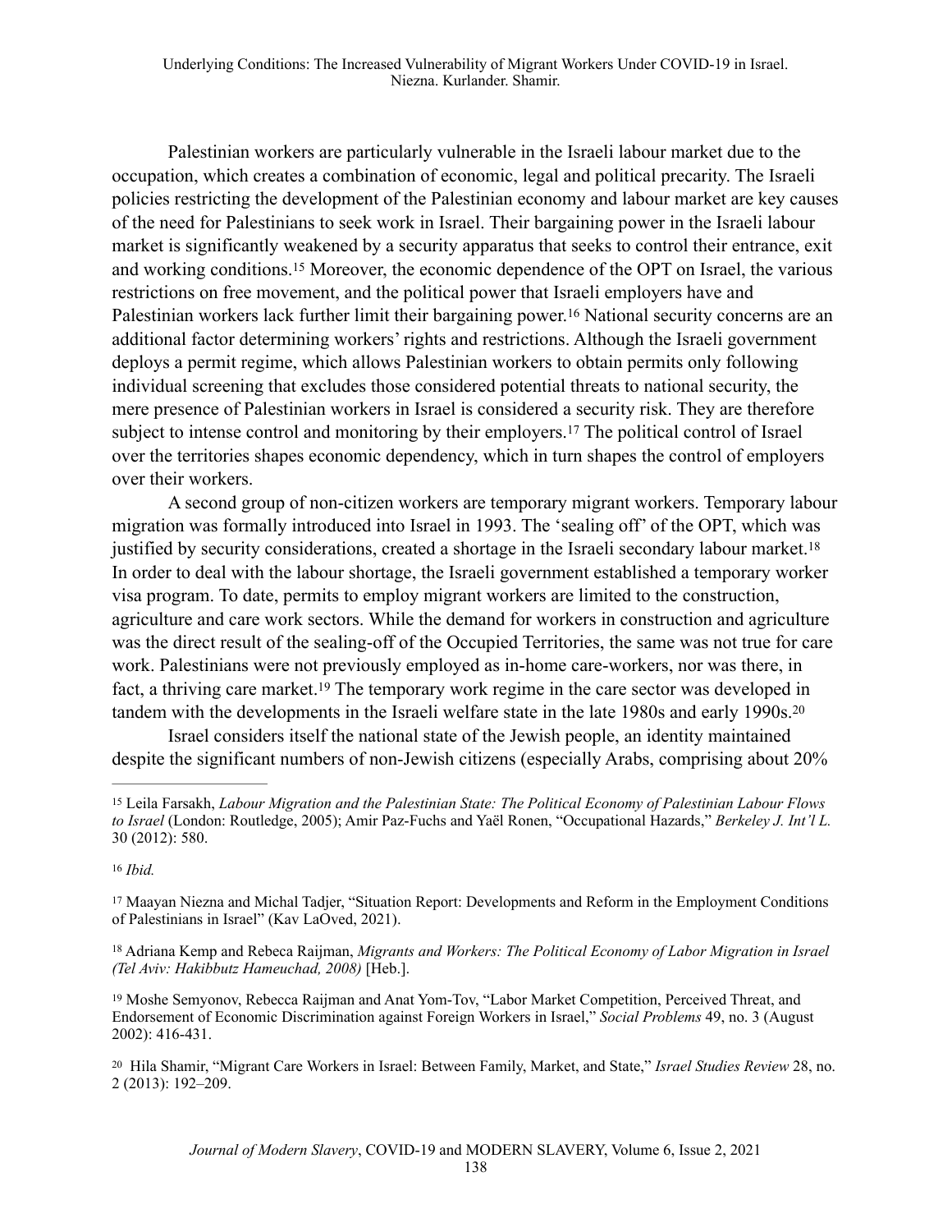Palestinian workers are particularly vulnerable in the Israeli labour market due to the occupation, which creates a combination of economic, legal and political precarity. The Israeli policies restricting the development of the Palestinian economy and labour market are key causes of the need for Palestinians to seek work in Israel. Their bargaining power in the Israeli labour market is significantly weakened by a security apparatus that seeks to control their entrance, exit and working conditions.[15] Moreover, the economic dependence of the OPT on Israel, the various restrictions on free movement, and the political power that Israeli employers have and Palestinian workers lack further limit their bargaining power.[16] National security concerns are an additional factor determining workers' rights and restrictions. Although the Israeli government deploys a permit regime, which allows Palestinian workers to obtain permits only following individual screening that excludes those considered potential threats to national security, the mere presence of Palestinian workers in Israel is considered a security risk. They are therefore subject to intense control and monitoring by their employers.[17] The political control of Israel over the territories shapes economic dependency, which in turn shapes the control of employers over their workers.

A second group of non-citizen workers are temporary migrant workers. Temporary labour migration was formally introduced into Israel in 1993. The 'sealing off' of the OPT, which was justified by security considerations, created a shortage in the Israeli secondary labour market.[18] In order to deal with the labour shortage, the Israeli government established a temporary worker visa program. To date, permits to employ migrant workers are limited to the construction, agriculture and care work sectors. While the demand for workers in construction and agriculture was the direct result of the sealing-off of the Occupied Territories, the same was not true for care work. Palestinians were not previously employed as in-home care-workers, nor was there, in fact, a thriving care market.[19] The temporary work regime in the care sector was developed in tandem with the developments in the Israeli welfare state in the late 1980s and early 1990s.[20]

Israel considers itself the national state of the Jewish people, an identity maintained despite the significant numbers of non-Jewish citizens (especially Arabs, comprising about 20%

---

[15] Leila Farsakh, *Labour Migration and the Palestinian State: The Political Economy of Palestinian Labour Flows to Israel* (London: Routledge, 2005); Amir Paz-Fuchs and Yaël Ronen, "Occupational Hazards," *Berkeley J. Int'l L.* 30 (2012): 580.

[16] *Ibid.*

[17] Maayan Niezna and Michal Tadjer, "Situation Report: Developments and Reform in the Employment Conditions of Palestinians in Israel" (Kav LaOved, 2021).

[18] Adriana Kemp and Rebeca Raijman, *Migrants and Workers: The Political Economy of Labor Migration in Israel (Tel Aviv: Hakibbutz Hameuchad, 2008)* [Heb.].

[19] Moshe Semyonov, Rebecca Raijman and Anat Yom-Tov, "Labor Market Competition, Perceived Threat, and Endorsement of Economic Discrimination against Foreign Workers in Israel," *Social Problems* 49, no. 3 (August 2002): 416-431.

[20] Hila Shamir, "Migrant Care Workers in Israel: Between Family, Market, and State," *Israel Studies Review* 28, no. 2 (2013): 192–209.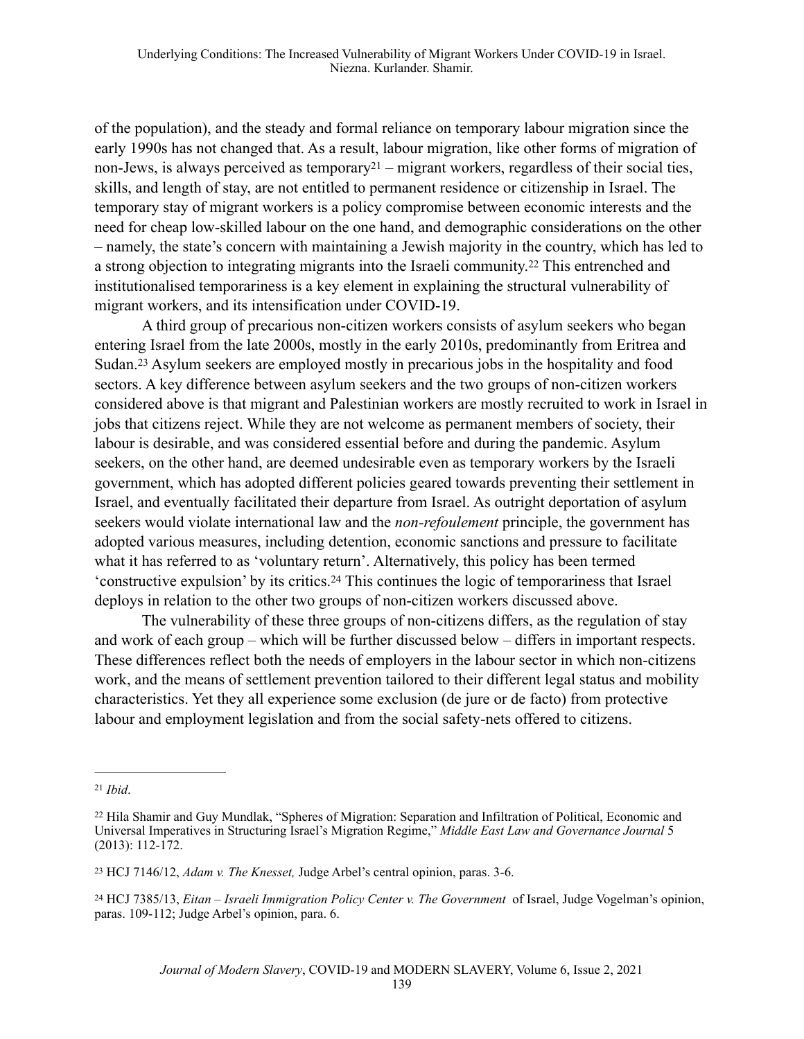of the population), and the steady and formal reliance on temporary labour migration since the early 1990s has not changed that. As a result, labour migration, like other forms of migration of non-Jews, is always perceived as temporary[21] – migrant workers, regardless of their social ties, skills, and length of stay, are not entitled to permanent residence or citizenship in Israel. The temporary stay of migrant workers is a policy compromise between economic interests and the need for cheap low-skilled labour on the one hand, and demographic considerations on the other – namely, the state's concern with maintaining a Jewish majority in the country, which has led to a strong objection to integrating migrants into the Israeli community.[22] This entrenched and institutionalised temporariness is a key element in explaining the structural vulnerability of migrant workers, and its intensification under COVID-19.

A third group of precarious non-citizen workers consists of asylum seekers who began entering Israel from the late 2000s, mostly in the early 2010s, predominantly from Eritrea and Sudan.[23] Asylum seekers are employed mostly in precarious jobs in the hospitality and food sectors. A key difference between asylum seekers and the two groups of non-citizen workers considered above is that migrant and Palestinian workers are mostly recruited to work in Israel in jobs that citizens reject. While they are not welcome as permanent members of society, their labour is desirable, and was considered essential before and during the pandemic. Asylum seekers, on the other hand, are deemed undesirable even as temporary workers by the Israeli government, which has adopted different policies geared towards preventing their settlement in Israel, and eventually facilitated their departure from Israel. As outright deportation of asylum seekers would violate international law and the *non-refoulement* principle, the government has adopted various measures, including detention, economic sanctions and pressure to facilitate what it has referred to as 'voluntary return'. Alternatively, this policy has been termed 'constructive expulsion' by its critics.[24] This continues the logic of temporariness that Israel deploys in relation to the other two groups of non-citizen workers discussed above.

The vulnerability of these three groups of non-citizens differs, as the regulation of stay and work of each group – which will be further discussed below – differs in important respects. These differences reflect both the needs of employers in the labour sector in which non-citizens work, and the means of settlement prevention tailored to their different legal status and mobility characteristics. Yet they all experience some exclusion (de jure or de facto) from protective labour and employment legislation and from the social safety-nets offered to citizens.

---

[21] *Ibid*.

[22] Hila Shamir and Guy Mundlak, "Spheres of Migration: Separation and Infiltration of Political, Economic and Universal Imperatives in Structuring Israel's Migration Regime," *Middle East Law and Governance Journal* 5 (2013): 112-172.

[23] HCJ 7146/12, *Adam v. The Knesset,* Judge Arbel's central opinion, paras. 3-6.

[24] HCJ 7385/13, *Eitan – Israeli Immigration Policy Center v. The Government* of Israel, Judge Vogelman's opinion, paras. 109-112; Judge Arbel's opinion, para. 6.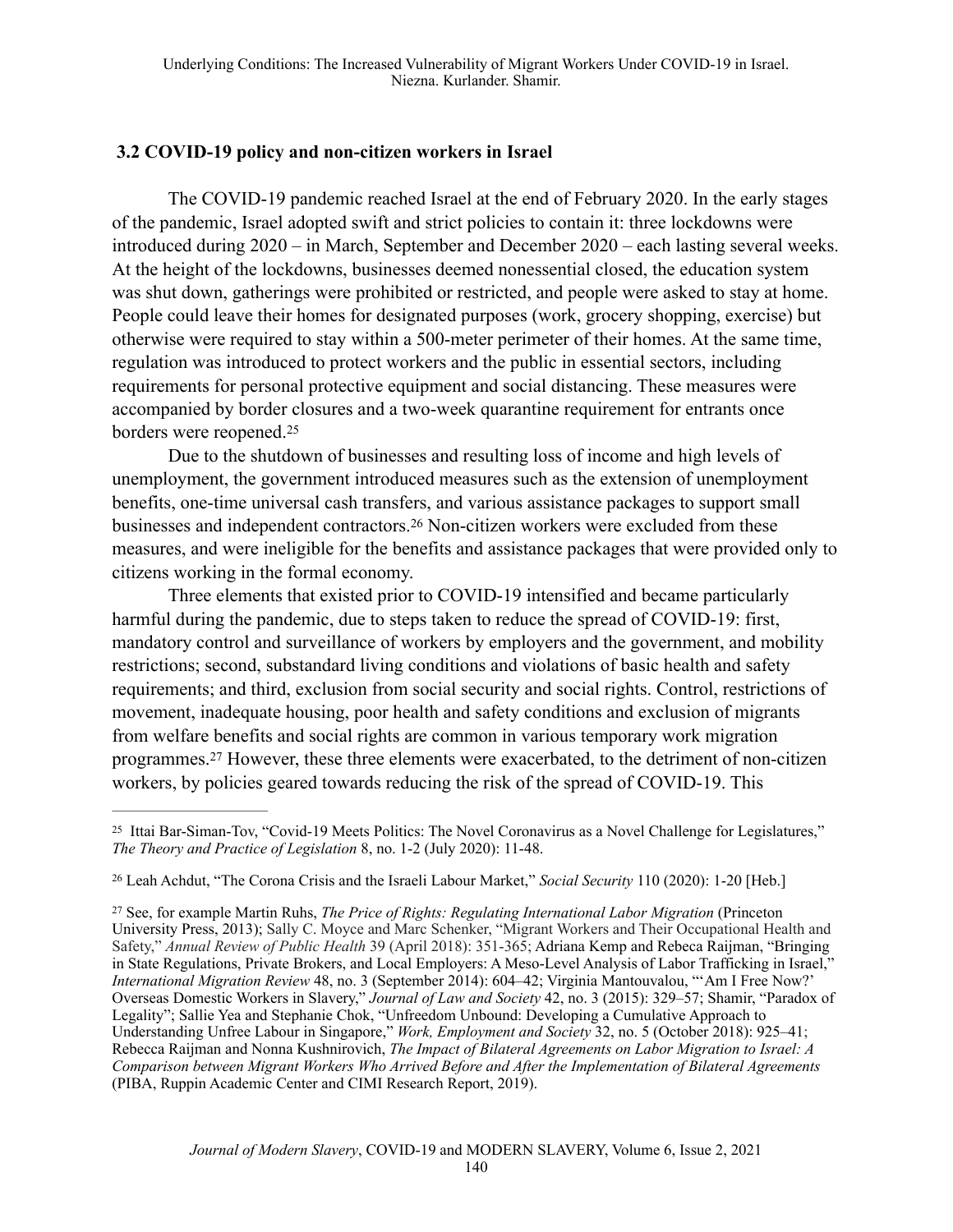### 3.2 COVID-19 policy and non-citizen workers in Israel

The COVID-19 pandemic reached Israel at the end of February 2020. In the early stages of the pandemic, Israel adopted swift and strict policies to contain it: three lockdowns were introduced during 2020 – in March, September and December 2020 – each lasting several weeks. At the height of the lockdowns, businesses deemed nonessential closed, the education system was shut down, gatherings were prohibited or restricted, and people were asked to stay at home. People could leave their homes for designated purposes (work, grocery shopping, exercise) but otherwise were required to stay within a 500-meter perimeter of their homes. At the same time, regulation was introduced to protect workers and the public in essential sectors, including requirements for personal protective equipment and social distancing. These measures were accompanied by border closures and a two-week quarantine requirement for entrants once borders were reopened.[25]

Due to the shutdown of businesses and resulting loss of income and high levels of unemployment, the government introduced measures such as the extension of unemployment benefits, one-time universal cash transfers, and various assistance packages to support small businesses and independent contractors.[26] Non-citizen workers were excluded from these measures, and were ineligible for the benefits and assistance packages that were provided only to citizens working in the formal economy.

Three elements that existed prior to COVID-19 intensified and became particularly harmful during the pandemic, due to steps taken to reduce the spread of COVID-19: first, mandatory control and surveillance of workers by employers and the government, and mobility restrictions; second, substandard living conditions and violations of basic health and safety requirements; and third, exclusion from social security and social rights. Control, restrictions of movement, inadequate housing, poor health and safety conditions and exclusion of migrants from welfare benefits and social rights are common in various temporary work migration programmes.[27] However, these three elements were exacerbated, to the detriment of non-citizen workers, by policies geared towards reducing the risk of the spread of COVID-19. This

---

[25] Ittai Bar-Siman-Tov, "Covid-19 Meets Politics: The Novel Coronavirus as a Novel Challenge for Legislatures," *The Theory and Practice of Legislation* 8, no. 1-2 (July 2020): 11-48.

[26] Leah Achdut, "The Corona Crisis and the Israeli Labour Market," *Social Security* 110 (2020): 1-20 [Heb.]

[27] See, for example Martin Ruhs, *The Price of Rights: Regulating International Labor Migration* (Princeton University Press, 2013); Sally C. Moyce and Marc Schenker, "Migrant Workers and Their Occupational Health and Safety," *Annual Review of Public Health* 39 (April 2018): 351-365; Adriana Kemp and Rebeca Raijman, "Bringing in State Regulations, Private Brokers, and Local Employers: A Meso-Level Analysis of Labor Trafficking in Israel," *International Migration Review* 48, no. 3 (September 2014): 604–42; Virginia Mantouvalou, "'Am I Free Now?' Overseas Domestic Workers in Slavery," *Journal of Law and Society* 42, no. 3 (2015): 329–57; Shamir, "Paradox of Legality"; Sallie Yea and Stephanie Chok, "Unfreedom Unbound: Developing a Cumulative Approach to Understanding Unfree Labour in Singapore," *Work, Employment and Society* 32, no. 5 (October 2018): 925–41; Rebecca Raijman and Nonna Kushnirovich, *The Impact of Bilateral Agreements on Labor Migration to Israel: A Comparison between Migrant Workers Who Arrived Before and After the Implementation of Bilateral Agreements* (PIBA, Ruppin Academic Center and CIMI Research Report, 2019).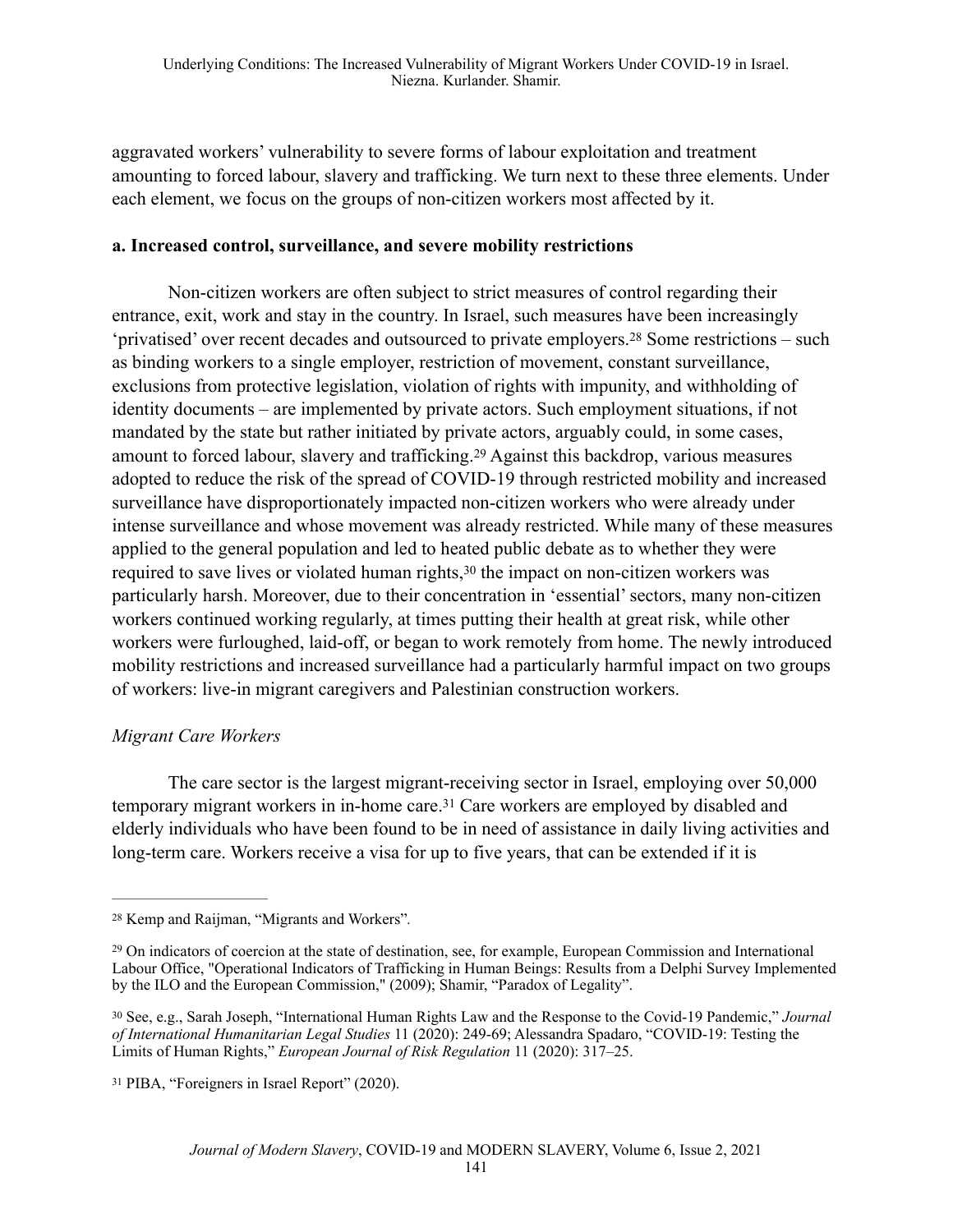aggravated workers' vulnerability to severe forms of labour exploitation and treatment amounting to forced labour, slavery and trafficking. We turn next to these three elements. Under each element, we focus on the groups of non-citizen workers most affected by it.

**a. Increased control, surveillance, and severe mobility restrictions**

Non-citizen workers are often subject to strict measures of control regarding their entrance, exit, work and stay in the country. In Israel, such measures have been increasingly 'privatised' over recent decades and outsourced to private employers.[28] Some restrictions – such as binding workers to a single employer, restriction of movement, constant surveillance, exclusions from protective legislation, violation of rights with impunity, and withholding of identity documents – are implemented by private actors. Such employment situations, if not mandated by the state but rather initiated by private actors, arguably could, in some cases, amount to forced labour, slavery and trafficking.[29] Against this backdrop, various measures adopted to reduce the risk of the spread of COVID-19 through restricted mobility and increased surveillance have disproportionately impacted non-citizen workers who were already under intense surveillance and whose movement was already restricted. While many of these measures applied to the general population and led to heated public debate as to whether they were required to save lives or violated human rights,[30] the impact on non-citizen workers was particularly harsh. Moreover, due to their concentration in 'essential' sectors, many non-citizen workers continued working regularly, at times putting their health at great risk, while other workers were furloughed, laid-off, or began to work remotely from home. The newly introduced mobility restrictions and increased surveillance had a particularly harmful impact on two groups of workers: live-in migrant caregivers and Palestinian construction workers.

*Migrant Care Workers*

The care sector is the largest migrant-receiving sector in Israel, employing over 50,000 temporary migrant workers in in-home care.[31] Care workers are employed by disabled and elderly individuals who have been found to be in need of assistance in daily living activities and long-term care. Workers receive a visa for up to five years, that can be extended if it is

---

[28] Kemp and Raijman, "Migrants and Workers".

[29] On indicators of coercion at the state of destination, see, for example, European Commission and International Labour Office, "Operational Indicators of Trafficking in Human Beings: Results from a Delphi Survey Implemented by the ILO and the European Commission," (2009); Shamir, "Paradox of Legality".

[30] See, e.g., Sarah Joseph, "International Human Rights Law and the Response to the Covid-19 Pandemic," *Journal of International Humanitarian Legal Studies* 11 (2020): 249-69; Alessandra Spadaro, "COVID-19: Testing the Limits of Human Rights," *European Journal of Risk Regulation* 11 (2020): 317–25.

[31] PIBA, "Foreigners in Israel Report" (2020).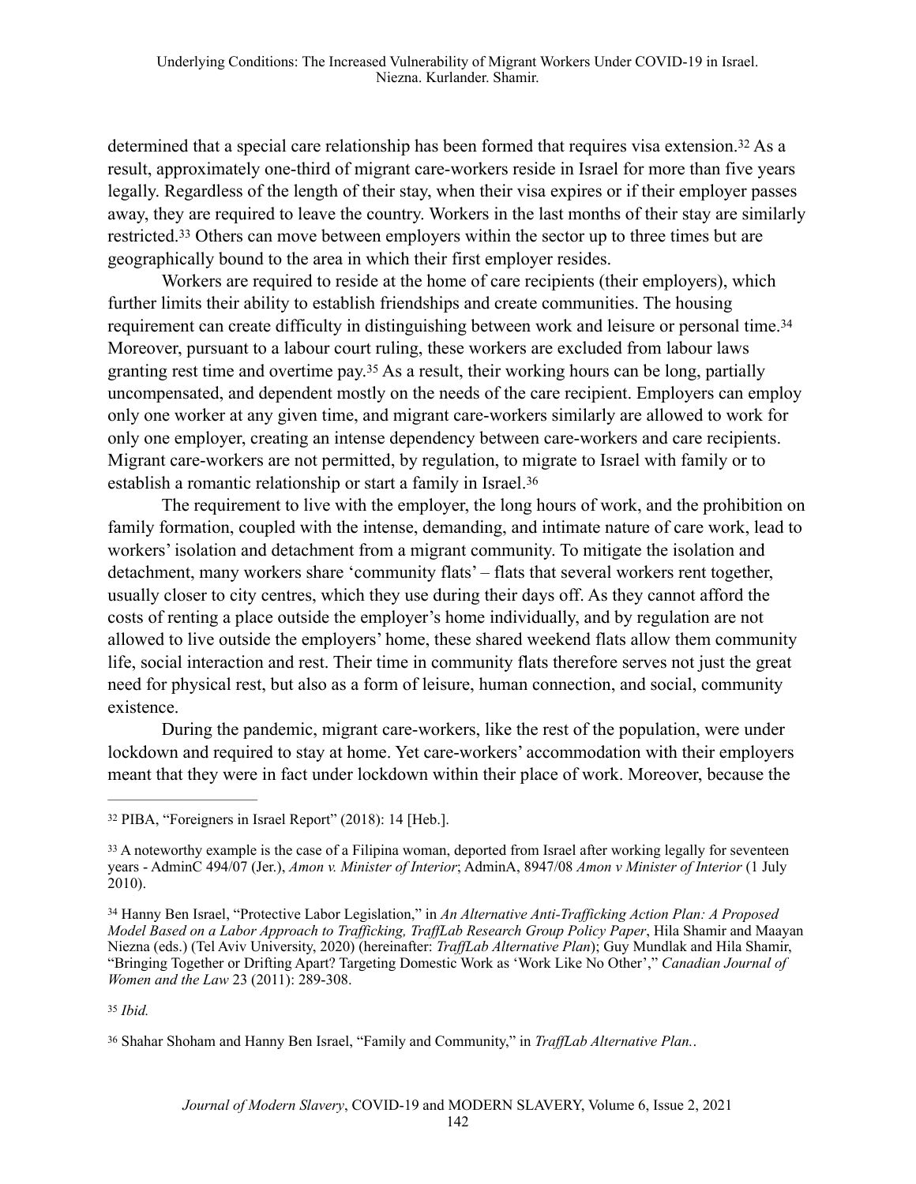determined that a special care relationship has been formed that requires visa extension.[32] As a result, approximately one-third of migrant care-workers reside in Israel for more than five years legally. Regardless of the length of their stay, when their visa expires or if their employer passes away, they are required to leave the country. Workers in the last months of their stay are similarly restricted.[33] Others can move between employers within the sector up to three times but are geographically bound to the area in which their first employer resides.

Workers are required to reside at the home of care recipients (their employers), which further limits their ability to establish friendships and create communities. The housing requirement can create difficulty in distinguishing between work and leisure or personal time.[34] Moreover, pursuant to a labour court ruling, these workers are excluded from labour laws granting rest time and overtime pay.[35] As a result, their working hours can be long, partially uncompensated, and dependent mostly on the needs of the care recipient. Employers can employ only one worker at any given time, and migrant care-workers similarly are allowed to work for only one employer, creating an intense dependency between care-workers and care recipients. Migrant care-workers are not permitted, by regulation, to migrate to Israel with family or to establish a romantic relationship or start a family in Israel.[36]

The requirement to live with the employer, the long hours of work, and the prohibition on family formation, coupled with the intense, demanding, and intimate nature of care work, lead to workers' isolation and detachment from a migrant community. To mitigate the isolation and detachment, many workers share 'community flats' – flats that several workers rent together, usually closer to city centres, which they use during their days off. As they cannot afford the costs of renting a place outside the employer's home individually, and by regulation are not allowed to live outside the employers' home, these shared weekend flats allow them community life, social interaction and rest. Their time in community flats therefore serves not just the great need for physical rest, but also as a form of leisure, human connection, and social, community existence.

During the pandemic, migrant care-workers, like the rest of the population, were under lockdown and required to stay at home. Yet care-workers' accommodation with their employers meant that they were in fact under lockdown within their place of work. Moreover, because the

---

[32] PIBA, "Foreigners in Israel Report" (2018): 14 [Heb.].

[33] A noteworthy example is the case of a Filipina woman, deported from Israel after working legally for seventeen years - AdminC 494/07 (Jer.), *Amon v. Minister of Interior*; AdminA, 8947/08 *Amon v Minister of Interior* (1 July 2010).

[34] Hanny Ben Israel, "Protective Labor Legislation," in *An Alternative Anti-Trafficking Action Plan: A Proposed Model Based on a Labor Approach to Trafficking, TraffLab Research Group Policy Paper*, Hila Shamir and Maayan Niezna (eds.) (Tel Aviv University, 2020) (hereinafter: *TraffLab Alternative Plan*); Guy Mundlak and Hila Shamir, "Bringing Together or Drifting Apart? Targeting Domestic Work as 'Work Like No Other'," *Canadian Journal of Women and the Law* 23 (2011): 289-308.

[35] *Ibid.*

[36] Shahar Shoham and Hanny Ben Israel, "Family and Community," in *TraffLab Alternative Plan.*.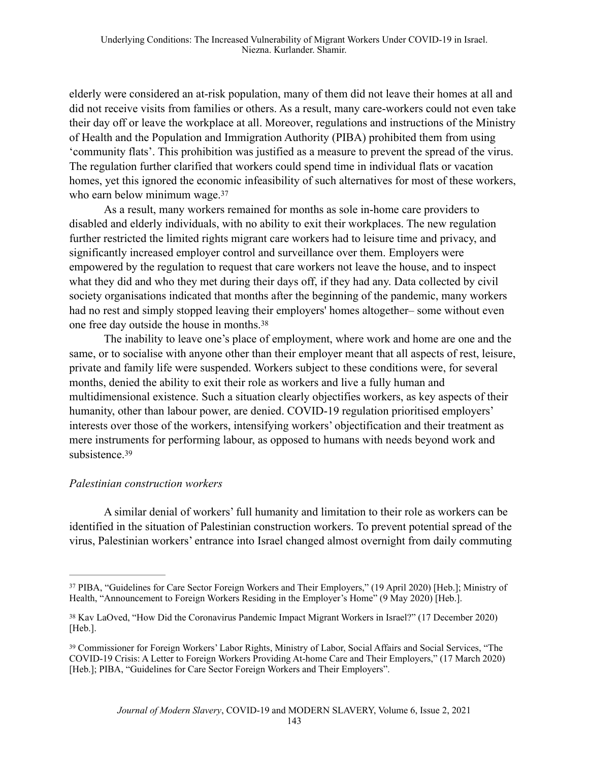elderly were considered an at-risk population, many of them did not leave their homes at all and did not receive visits from families or others. As a result, many care-workers could not even take their day off or leave the workplace at all. Moreover, regulations and instructions of the Ministry of Health and the Population and Immigration Authority (PIBA) prohibited them from using 'community flats'. This prohibition was justified as a measure to prevent the spread of the virus. The regulation further clarified that workers could spend time in individual flats or vacation homes, yet this ignored the economic infeasibility of such alternatives for most of these workers, who earn below minimum wage.[37]

As a result, many workers remained for months as sole in-home care providers to disabled and elderly individuals, with no ability to exit their workplaces. The new regulation further restricted the limited rights migrant care workers had to leisure time and privacy, and significantly increased employer control and surveillance over them. Employers were empowered by the regulation to request that care workers not leave the house, and to inspect what they did and who they met during their days off, if they had any. Data collected by civil society organisations indicated that months after the beginning of the pandemic, many workers had no rest and simply stopped leaving their employers' homes altogether– some without even one free day outside the house in months.[38]

The inability to leave one's place of employment, where work and home are one and the same, or to socialise with anyone other than their employer meant that all aspects of rest, leisure, private and family life were suspended. Workers subject to these conditions were, for several months, denied the ability to exit their role as workers and live a fully human and multidimensional existence. Such a situation clearly objectifies workers, as key aspects of their humanity, other than labour power, are denied. COVID-19 regulation prioritised employers' interests over those of the workers, intensifying workers' objectification and their treatment as mere instruments for performing labour, as opposed to humans with needs beyond work and subsistence.[39]

*Palestinian construction workers*

A similar denial of workers' full humanity and limitation to their role as workers can be identified in the situation of Palestinian construction workers. To prevent potential spread of the virus, Palestinian workers' entrance into Israel changed almost overnight from daily commuting

---

[37] PIBA, "Guidelines for Care Sector Foreign Workers and Their Employers," (19 April 2020) [Heb.]; Ministry of Health, "Announcement to Foreign Workers Residing in the Employer's Home" (9 May 2020) [Heb.].

[38] Kav LaOved, "How Did the Coronavirus Pandemic Impact Migrant Workers in Israel?" (17 December 2020) [Heb.].

[39] Commissioner for Foreign Workers' Labor Rights, Ministry of Labor, Social Affairs and Social Services, "The COVID-19 Crisis: A Letter to Foreign Workers Providing At-home Care and Their Employers," (17 March 2020) [Heb.]; PIBA, "Guidelines for Care Sector Foreign Workers and Their Employers".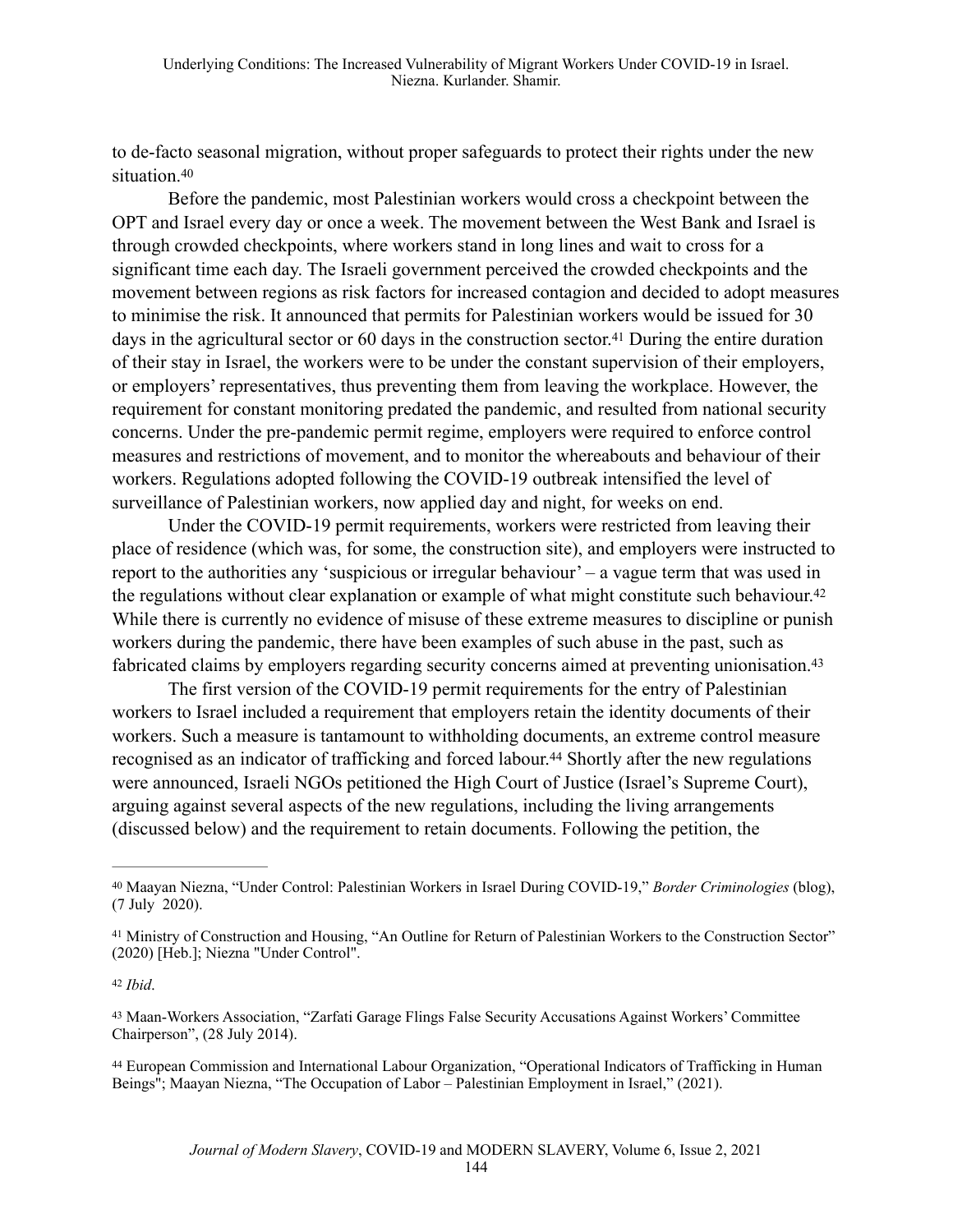to de-facto seasonal migration, without proper safeguards to protect their rights under the new situation.[40]

Before the pandemic, most Palestinian workers would cross a checkpoint between the OPT and Israel every day or once a week. The movement between the West Bank and Israel is through crowded checkpoints, where workers stand in long lines and wait to cross for a significant time each day. The Israeli government perceived the crowded checkpoints and the movement between regions as risk factors for increased contagion and decided to adopt measures to minimise the risk. It announced that permits for Palestinian workers would be issued for 30 days in the agricultural sector or 60 days in the construction sector.[41] During the entire duration of their stay in Israel, the workers were to be under the constant supervision of their employers, or employers' representatives, thus preventing them from leaving the workplace. However, the requirement for constant monitoring predated the pandemic, and resulted from national security concerns. Under the pre-pandemic permit regime, employers were required to enforce control measures and restrictions of movement, and to monitor the whereabouts and behaviour of their workers. Regulations adopted following the COVID-19 outbreak intensified the level of surveillance of Palestinian workers, now applied day and night, for weeks on end.

Under the COVID-19 permit requirements, workers were restricted from leaving their place of residence (which was, for some, the construction site), and employers were instructed to report to the authorities any 'suspicious or irregular behaviour' – a vague term that was used in the regulations without clear explanation or example of what might constitute such behaviour.[42] While there is currently no evidence of misuse of these extreme measures to discipline or punish workers during the pandemic, there have been examples of such abuse in the past, such as fabricated claims by employers regarding security concerns aimed at preventing unionisation.[43]

The first version of the COVID-19 permit requirements for the entry of Palestinian workers to Israel included a requirement that employers retain the identity documents of their workers. Such a measure is tantamount to withholding documents, an extreme control measure recognised as an indicator of trafficking and forced labour.[44] Shortly after the new regulations were announced, Israeli NGOs petitioned the High Court of Justice (Israel's Supreme Court), arguing against several aspects of the new regulations, including the living arrangements (discussed below) and the requirement to retain documents. Following the petition, the

---

[40] Maayan Niezna, "Under Control: Palestinian Workers in Israel During COVID-19," *Border Criminologies* (blog), (7 July 2020).

[41] Ministry of Construction and Housing, "An Outline for Return of Palestinian Workers to the Construction Sector" (2020) [Heb.]; Niezna "Under Control".

[42] *Ibid*.

[43] Maan-Workers Association, "Zarfati Garage Flings False Security Accusations Against Workers' Committee Chairperson", (28 July 2014).

[44] European Commission and International Labour Organization, "Operational Indicators of Trafficking in Human Beings"; Maayan Niezna, "The Occupation of Labor – Palestinian Employment in Israel," (2021).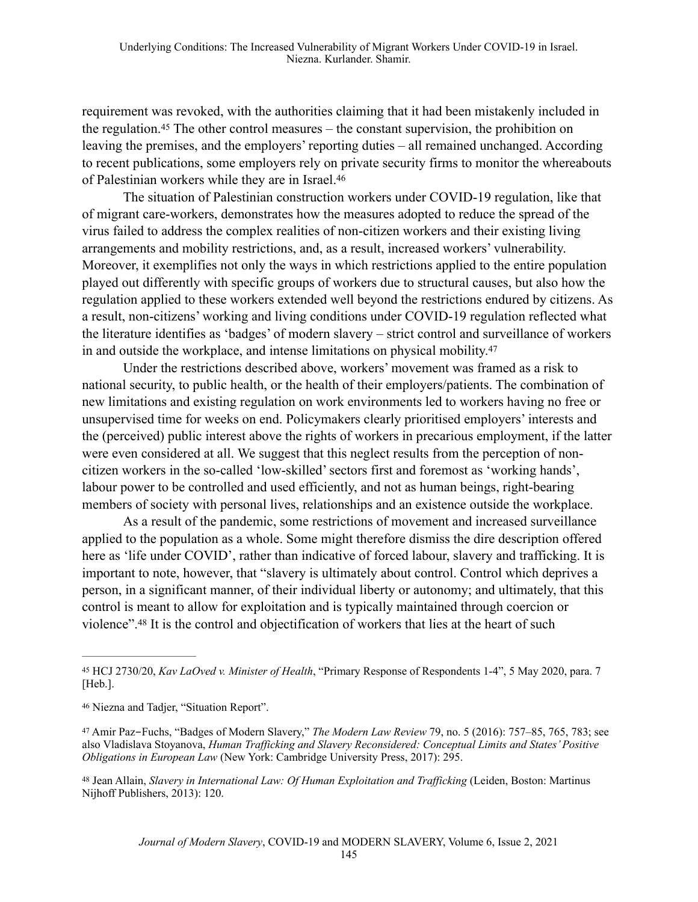requirement was revoked, with the authorities claiming that it had been mistakenly included in the regulation.[45] The other control measures – the constant supervision, the prohibition on leaving the premises, and the employers' reporting duties – all remained unchanged. According to recent publications, some employers rely on private security firms to monitor the whereabouts of Palestinian workers while they are in Israel.[46]

The situation of Palestinian construction workers under COVID-19 regulation, like that of migrant care-workers, demonstrates how the measures adopted to reduce the spread of the virus failed to address the complex realities of non-citizen workers and their existing living arrangements and mobility restrictions, and, as a result, increased workers' vulnerability. Moreover, it exemplifies not only the ways in which restrictions applied to the entire population played out differently with specific groups of workers due to structural causes, but also how the regulation applied to these workers extended well beyond the restrictions endured by citizens. As a result, non-citizens' working and living conditions under COVID-19 regulation reflected what the literature identifies as 'badges' of modern slavery – strict control and surveillance of workers in and outside the workplace, and intense limitations on physical mobility.[47]

Under the restrictions described above, workers' movement was framed as a risk to national security, to public health, or the health of their employers/patients. The combination of new limitations and existing regulation on work environments led to workers having no free or unsupervised time for weeks on end. Policymakers clearly prioritised employers' interests and the (perceived) public interest above the rights of workers in precarious employment, if the latter were even considered at all. We suggest that this neglect results from the perception of non-citizen workers in the so-called 'low-skilled' sectors first and foremost as 'working hands', labour power to be controlled and used efficiently, and not as human beings, right-bearing members of society with personal lives, relationships and an existence outside the workplace.

As a result of the pandemic, some restrictions of movement and increased surveillance applied to the population as a whole. Some might therefore dismiss the dire description offered here as 'life under COVID', rather than indicative of forced labour, slavery and trafficking. It is important to note, however, that "slavery is ultimately about control. Control which deprives a person, in a significant manner, of their individual liberty or autonomy; and ultimately, that this control is meant to allow for exploitation and is typically maintained through coercion or violence".[48] It is the control and objectification of workers that lies at the heart of such

---

[45] HCJ 2730/20, *Kav LaOved v. Minister of Health*, "Primary Response of Respondents 1-4", 5 May 2020, para. 7 [Heb.].

[46] Niezna and Tadjer, "Situation Report".

[47] Amir Paz-Fuchs, "Badges of Modern Slavery," *The Modern Law Review* 79, no. 5 (2016): 757–85, 765, 783; see also Vladislava Stoyanova, *Human Trafficking and Slavery Reconsidered: Conceptual Limits and States' Positive Obligations in European Law* (New York: Cambridge University Press, 2017): 295.

[48] Jean Allain, *Slavery in International Law: Of Human Exploitation and Trafficking* (Leiden, Boston: Martinus Nijhoff Publishers, 2013): 120.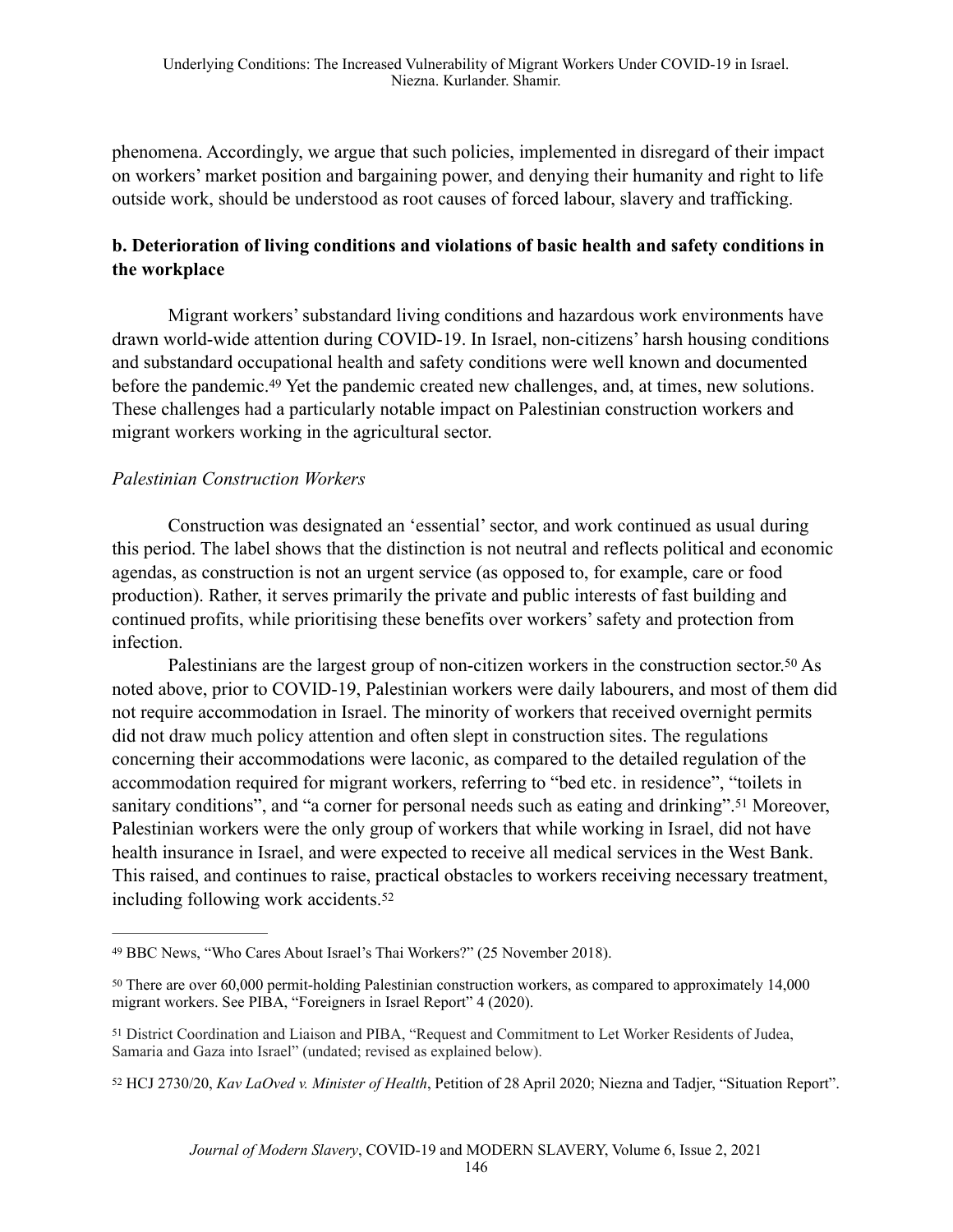phenomena. Accordingly, we argue that such policies, implemented in disregard of their impact on workers' market position and bargaining power, and denying their humanity and right to life outside work, should be understood as root causes of forced labour, slavery and trafficking.

### b. Deterioration of living conditions and violations of basic health and safety conditions in the workplace

Migrant workers' substandard living conditions and hazardous work environments have drawn world-wide attention during COVID-19. In Israel, non-citizens' harsh housing conditions and substandard occupational health and safety conditions were well known and documented before the pandemic.[49] Yet the pandemic created new challenges, and, at times, new solutions. These challenges had a particularly notable impact on Palestinian construction workers and migrant workers working in the agricultural sector.

*Palestinian Construction Workers*

Construction was designated an 'essential' sector, and work continued as usual during this period. The label shows that the distinction is not neutral and reflects political and economic agendas, as construction is not an urgent service (as opposed to, for example, care or food production). Rather, it serves primarily the private and public interests of fast building and continued profits, while prioritising these benefits over workers' safety and protection from infection.

Palestinians are the largest group of non-citizen workers in the construction sector.[50] As noted above, prior to COVID-19, Palestinian workers were daily labourers, and most of them did not require accommodation in Israel. The minority of workers that received overnight permits did not draw much policy attention and often slept in construction sites. The regulations concerning their accommodations were laconic, as compared to the detailed regulation of the accommodation required for migrant workers, referring to "bed etc. in residence", "toilets in sanitary conditions", and "a corner for personal needs such as eating and drinking".[51] Moreover, Palestinian workers were the only group of workers that while working in Israel, did not have health insurance in Israel, and were expected to receive all medical services in the West Bank. This raised, and continues to raise, practical obstacles to workers receiving necessary treatment, including following work accidents.[52]

---

[49] BBC News, "Who Cares About Israel's Thai Workers?" (25 November 2018).

[50] There are over 60,000 permit-holding Palestinian construction workers, as compared to approximately 14,000 migrant workers. See PIBA, "Foreigners in Israel Report" 4 (2020).

[51] District Coordination and Liaison and PIBA, "Request and Commitment to Let Worker Residents of Judea, Samaria and Gaza into Israel" (undated; revised as explained below).

[52] HCJ 2730/20, *Kav LaOved v. Minister of Health*, Petition of 28 April 2020; Niezna and Tadjer, "Situation Report".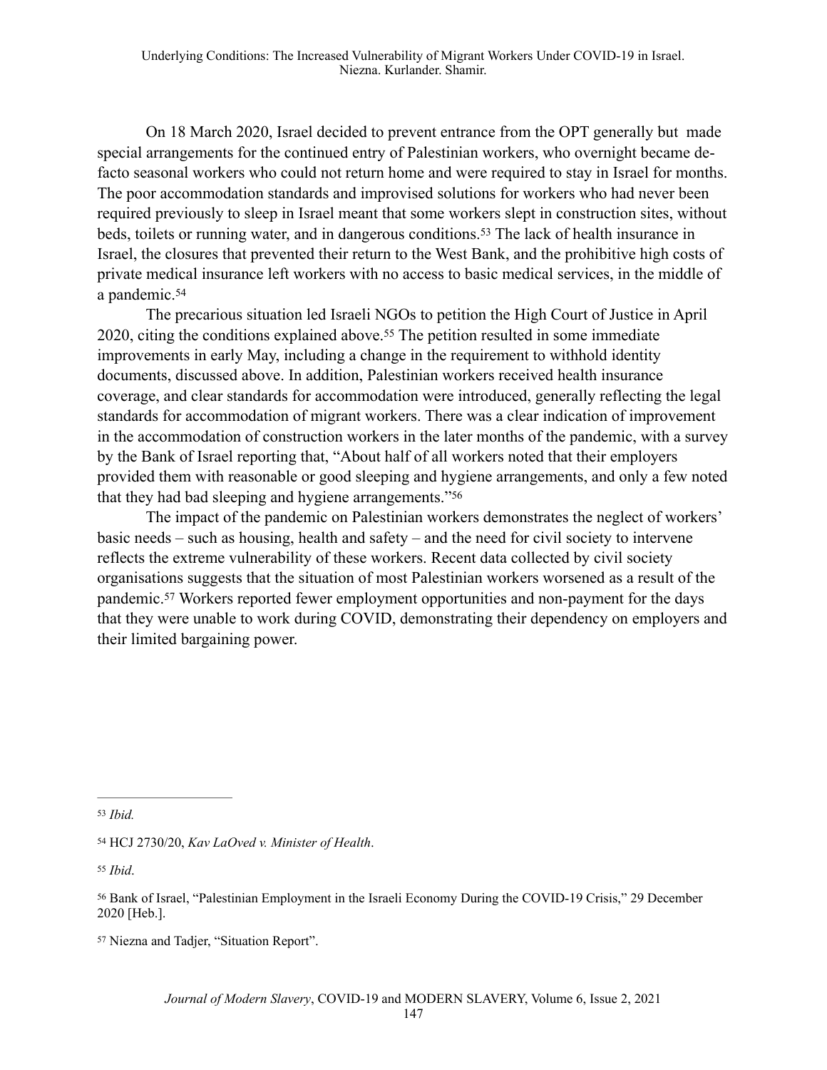On 18 March 2020, Israel decided to prevent entrance from the OPT generally but made special arrangements for the continued entry of Palestinian workers, who overnight became de-facto seasonal workers who could not return home and were required to stay in Israel for months. The poor accommodation standards and improvised solutions for workers who had never been required previously to sleep in Israel meant that some workers slept in construction sites, without beds, toilets or running water, and in dangerous conditions.[53] The lack of health insurance in Israel, the closures that prevented their return to the West Bank, and the prohibitive high costs of private medical insurance left workers with no access to basic medical services, in the middle of a pandemic.[54]

The precarious situation led Israeli NGOs to petition the High Court of Justice in April 2020, citing the conditions explained above.[55] The petition resulted in some immediate improvements in early May, including a change in the requirement to withhold identity documents, discussed above. In addition, Palestinian workers received health insurance coverage, and clear standards for accommodation were introduced, generally reflecting the legal standards for accommodation of migrant workers. There was a clear indication of improvement in the accommodation of construction workers in the later months of the pandemic, with a survey by the Bank of Israel reporting that, "About half of all workers noted that their employers provided them with reasonable or good sleeping and hygiene arrangements, and only a few noted that they had bad sleeping and hygiene arrangements."[56]

The impact of the pandemic on Palestinian workers demonstrates the neglect of workers' basic needs – such as housing, health and safety – and the need for civil society to intervene reflects the extreme vulnerability of these workers. Recent data collected by civil society organisations suggests that the situation of most Palestinian workers worsened as a result of the pandemic.[57] Workers reported fewer employment opportunities and non-payment for the days that they were unable to work during COVID, demonstrating their dependency on employers and their limited bargaining power.

---

[53] *Ibid.*

[54] HCJ 2730/20, *Kav LaOved v. Minister of Health*.

[55] *Ibid*.

[56] Bank of Israel, "Palestinian Employment in the Israeli Economy During the COVID-19 Crisis," 29 December 2020 [Heb.].

[57] Niezna and Tadjer, "Situation Report".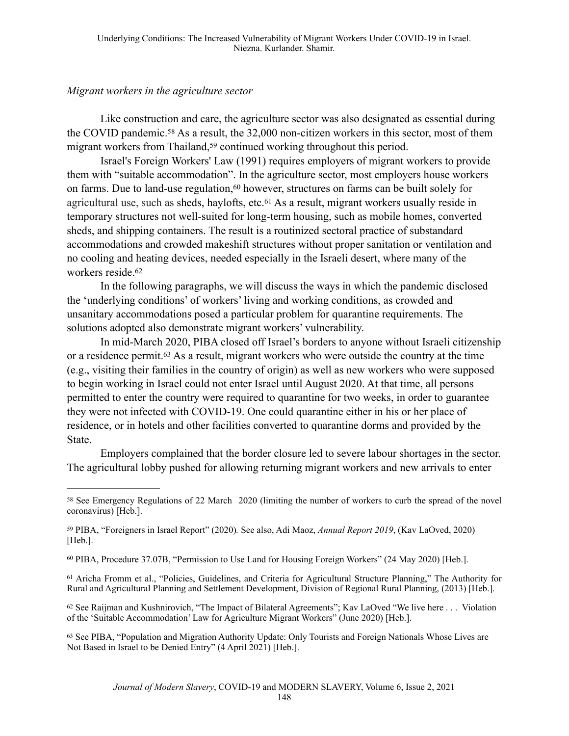*Migrant workers in the agriculture sector*

Like construction and care, the agriculture sector was also designated as essential during the COVID pandemic.[58] As a result, the 32,000 non-citizen workers in this sector, most of them migrant workers from Thailand,[59] continued working throughout this period.

Israel's Foreign Workers' Law (1991) requires employers of migrant workers to provide them with "suitable accommodation". In the agriculture sector, most employers house workers on farms. Due to land-use regulation,[60] however, structures on farms can be built solely for agricultural use, such as sheds, haylofts, etc.[61] As a result, migrant workers usually reside in temporary structures not well-suited for long-term housing, such as mobile homes, converted sheds, and shipping containers. The result is a routinized sectoral practice of substandard accommodations and crowded makeshift structures without proper sanitation or ventilation and no cooling and heating devices, needed especially in the Israeli desert, where many of the workers reside.[62]

In the following paragraphs, we will discuss the ways in which the pandemic disclosed the 'underlying conditions' of workers' living and working conditions, as crowded and unsanitary accommodations posed a particular problem for quarantine requirements. The solutions adopted also demonstrate migrant workers' vulnerability.

In mid-March 2020, PIBA closed off Israel's borders to anyone without Israeli citizenship or a residence permit.[63] As a result, migrant workers who were outside the country at the time (e.g., visiting their families in the country of origin) as well as new workers who were supposed to begin working in Israel could not enter Israel until August 2020. At that time, all persons permitted to enter the country were required to quarantine for two weeks, in order to guarantee they were not infected with COVID-19. One could quarantine either in his or her place of residence, or in hotels and other facilities converted to quarantine dorms and provided by the State.

Employers complained that the border closure led to severe labour shortages in the sector. The agricultural lobby pushed for allowing returning migrant workers and new arrivals to enter

---

[58] See Emergency Regulations of 22 March 2020 (limiting the number of workers to curb the spread of the novel coronavirus) [Heb.].

[59] PIBA, "Foreigners in Israel Report" (2020). See also, Adi Maoz, *Annual Report 2019*, (Kav LaOved, 2020) [Heb.].

[60] PIBA, Procedure 37.07B, "Permission to Use Land for Housing Foreign Workers" (24 May 2020) [Heb.].

[61] Aricha Fromm et al., "Policies, Guidelines, and Criteria for Agricultural Structure Planning," The Authority for Rural and Agricultural Planning and Settlement Development, Division of Regional Rural Planning, (2013) [Heb.].

[62] See Raijman and Kushnirovich, "The Impact of Bilateral Agreements"; Kav LaOved "We live here . . . Violation of the 'Suitable Accommodation' Law for Agriculture Migrant Workers" (June 2020) [Heb.].

[63] See PIBA, "Population and Migration Authority Update: Only Tourists and Foreign Nationals Whose Lives are Not Based in Israel to be Denied Entry" (4 April 2021) [Heb.].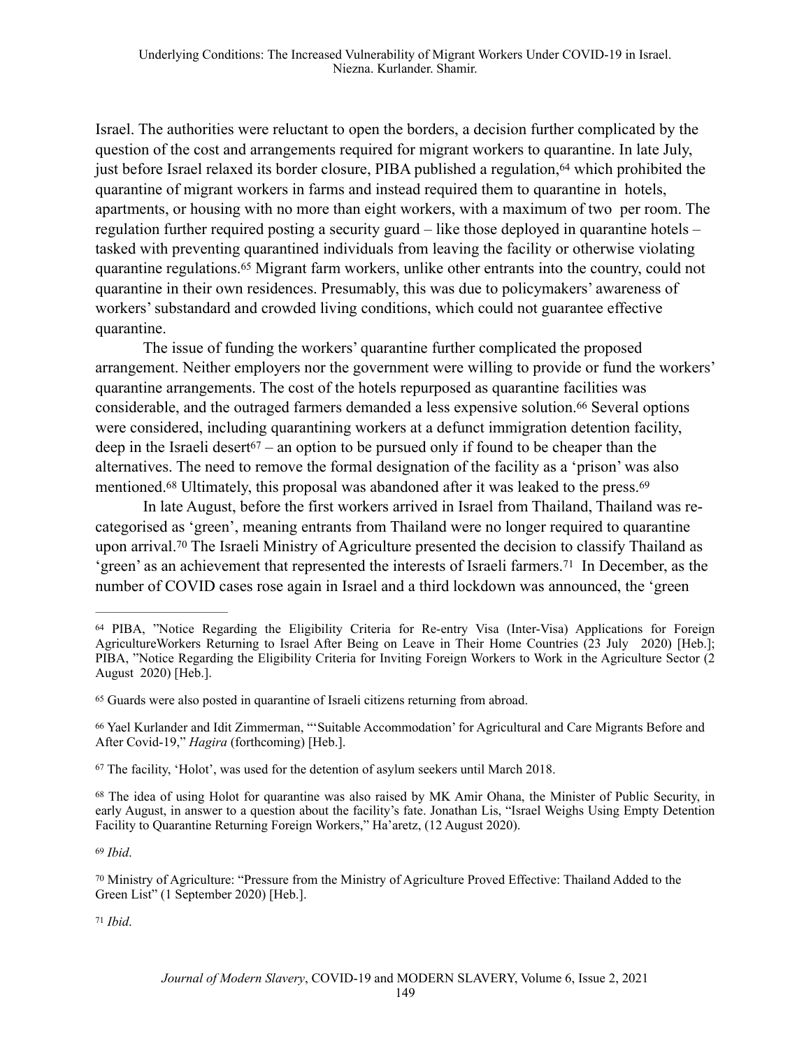Israel. The authorities were reluctant to open the borders, a decision further complicated by the question of the cost and arrangements required for migrant workers to quarantine. In late July, just before Israel relaxed its border closure, PIBA published a regulation,[64] which prohibited the quarantine of migrant workers in farms and instead required them to quarantine in hotels, apartments, or housing with no more than eight workers, with a maximum of two per room. The regulation further required posting a security guard – like those deployed in quarantine hotels – tasked with preventing quarantined individuals from leaving the facility or otherwise violating quarantine regulations.[65] Migrant farm workers, unlike other entrants into the country, could not quarantine in their own residences. Presumably, this was due to policymakers' awareness of workers' substandard and crowded living conditions, which could not guarantee effective quarantine.

The issue of funding the workers' quarantine further complicated the proposed arrangement. Neither employers nor the government were willing to provide or fund the workers' quarantine arrangements. The cost of the hotels repurposed as quarantine facilities was considerable, and the outraged farmers demanded a less expensive solution.[66] Several options were considered, including quarantining workers at a defunct immigration detention facility, deep in the Israeli desert[67] – an option to be pursued only if found to be cheaper than the alternatives. The need to remove the formal designation of the facility as a 'prison' was also mentioned.[68] Ultimately, this proposal was abandoned after it was leaked to the press.[69]

In late August, before the first workers arrived in Israel from Thailand, Thailand was re-categorised as 'green', meaning entrants from Thailand were no longer required to quarantine upon arrival.[70] The Israeli Ministry of Agriculture presented the decision to classify Thailand as 'green' as an achievement that represented the interests of Israeli farmers.[71] In December, as the number of COVID cases rose again in Israel and a third lockdown was announced, the 'green

---

[64] PIBA, "Notice Regarding the Eligibility Criteria for Re-entry Visa (Inter-Visa) Applications for Foreign AgricultureWorkers Returning to Israel After Being on Leave in Their Home Countries (23 July 2020) [Heb.]; PIBA, "Notice Regarding the Eligibility Criteria for Inviting Foreign Workers to Work in the Agriculture Sector (2 August 2020) [Heb.].

[65] Guards were also posted in quarantine of Israeli citizens returning from abroad.

[66] Yael Kurlander and Idit Zimmerman, "'Suitable Accommodation' for Agricultural and Care Migrants Before and After Covid-19," *Hagira* (forthcoming) [Heb.].

[67] The facility, 'Holot', was used for the detention of asylum seekers until March 2018.

[68] The idea of using Holot for quarantine was also raised by MK Amir Ohana, the Minister of Public Security, in early August, in answer to a question about the facility's fate. Jonathan Lis, "Israel Weighs Using Empty Detention Facility to Quarantine Returning Foreign Workers," Ha'aretz, (12 August 2020).

[69] *Ibid*.

[70] Ministry of Agriculture: "Pressure from the Ministry of Agriculture Proved Effective: Thailand Added to the Green List" (1 September 2020) [Heb.].

[71] *Ibid*.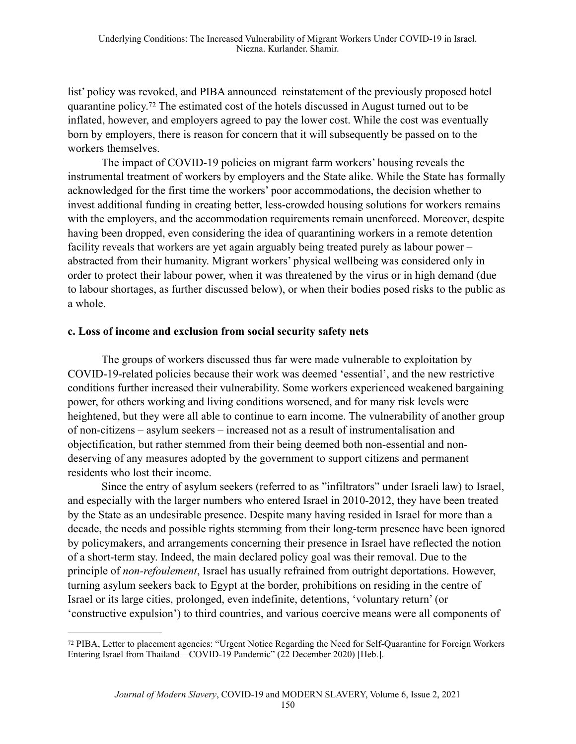list' policy was revoked, and PIBA announced reinstatement of the previously proposed hotel quarantine policy.[72] The estimated cost of the hotels discussed in August turned out to be inflated, however, and employers agreed to pay the lower cost. While the cost was eventually born by employers, there is reason for concern that it will subsequently be passed on to the workers themselves.

The impact of COVID-19 policies on migrant farm workers' housing reveals the instrumental treatment of workers by employers and the State alike. While the State has formally acknowledged for the first time the workers' poor accommodations, the decision whether to invest additional funding in creating better, less-crowded housing solutions for workers remains with the employers, and the accommodation requirements remain unenforced. Moreover, despite having been dropped, even considering the idea of quarantining workers in a remote detention facility reveals that workers are yet again arguably being treated purely as labour power – abstracted from their humanity. Migrant workers' physical wellbeing was considered only in order to protect their labour power, when it was threatened by the virus or in high demand (due to labour shortages, as further discussed below), or when their bodies posed risks to the public as a whole.

**c. Loss of income and exclusion from social security safety nets**

The groups of workers discussed thus far were made vulnerable to exploitation by COVID-19-related policies because their work was deemed 'essential', and the new restrictive conditions further increased their vulnerability. Some workers experienced weakened bargaining power, for others working and living conditions worsened, and for many risk levels were heightened, but they were all able to continue to earn income. The vulnerability of another group of non-citizens – asylum seekers – increased not as a result of instrumentalisation and objectification, but rather stemmed from their being deemed both non-essential and non-deserving of any measures adopted by the government to support citizens and permanent residents who lost their income.

Since the entry of asylum seekers (referred to as "infiltrators" under Israeli law) to Israel, and especially with the larger numbers who entered Israel in 2010-2012, they have been treated by the State as an undesirable presence. Despite many having resided in Israel for more than a decade, the needs and possible rights stemming from their long-term presence have been ignored by policymakers, and arrangements concerning their presence in Israel have reflected the notion of a short-term stay. Indeed, the main declared policy goal was their removal. Due to the principle of *non-refoulement*, Israel has usually refrained from outright deportations. However, turning asylum seekers back to Egypt at the border, prohibitions on residing in the centre of Israel or its large cities, prolonged, even indefinite, detentions, 'voluntary return' (or 'constructive expulsion') to third countries, and various coercive means were all components of

---

[72] PIBA, Letter to placement agencies: "Urgent Notice Regarding the Need for Self-Quarantine for Foreign Workers Entering Israel from Thailand—COVID-19 Pandemic" (22 December 2020) [Heb.].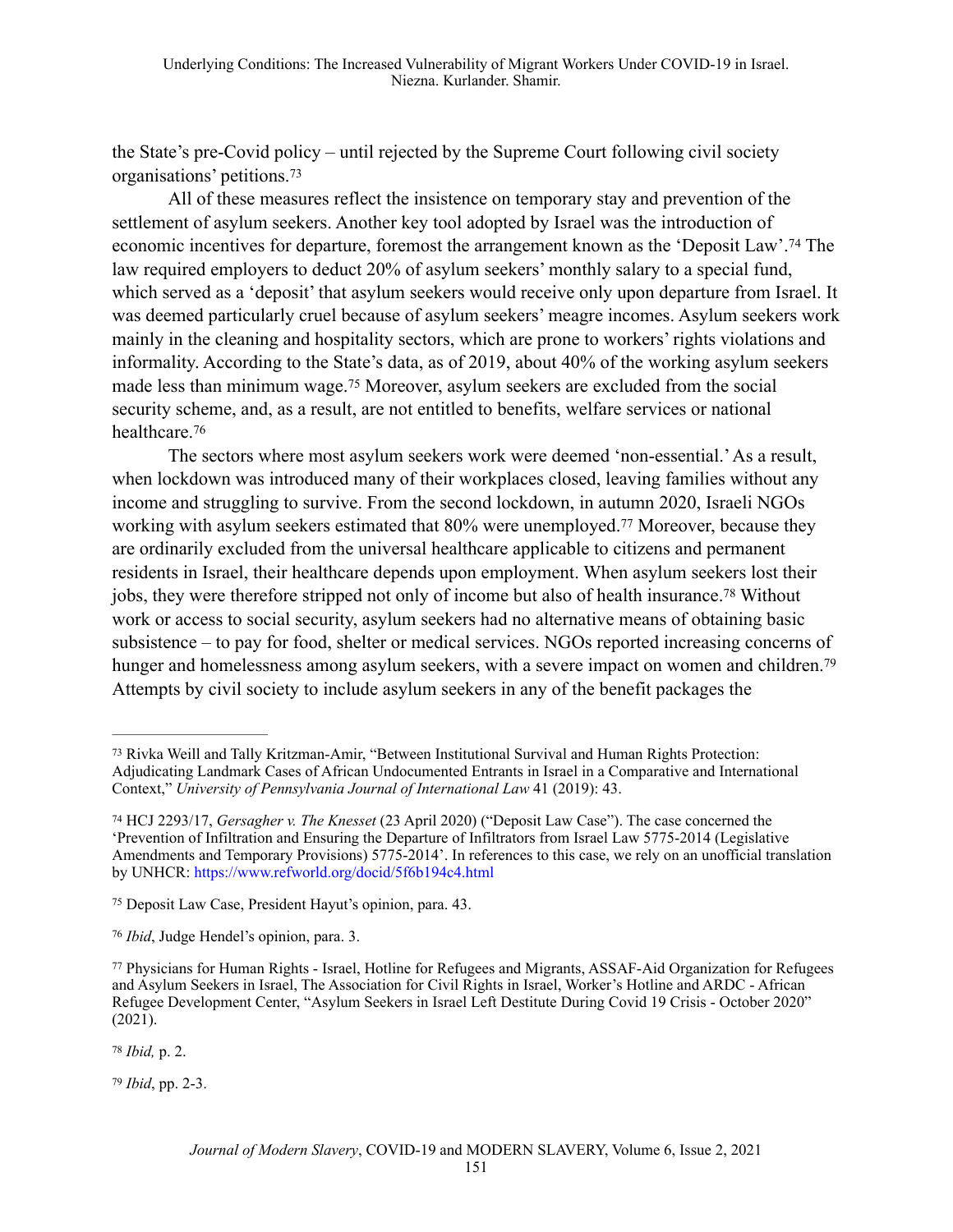the State's pre-Covid policy – until rejected by the Supreme Court following civil society organisations' petitions.[73]

All of these measures reflect the insistence on temporary stay and prevention of the settlement of asylum seekers. Another key tool adopted by Israel was the introduction of economic incentives for departure, foremost the arrangement known as the 'Deposit Law'.[74] The law required employers to deduct 20% of asylum seekers' monthly salary to a special fund, which served as a 'deposit' that asylum seekers would receive only upon departure from Israel. It was deemed particularly cruel because of asylum seekers' meagre incomes. Asylum seekers work mainly in the cleaning and hospitality sectors, which are prone to workers' rights violations and informality. According to the State's data, as of 2019, about 40% of the working asylum seekers made less than minimum wage.[75] Moreover, asylum seekers are excluded from the social security scheme, and, as a result, are not entitled to benefits, welfare services or national healthcare.[76]

The sectors where most asylum seekers work were deemed 'non-essential.' As a result, when lockdown was introduced many of their workplaces closed, leaving families without any income and struggling to survive. From the second lockdown, in autumn 2020, Israeli NGOs working with asylum seekers estimated that 80% were unemployed.[77] Moreover, because they are ordinarily excluded from the universal healthcare applicable to citizens and permanent residents in Israel, their healthcare depends upon employment. When asylum seekers lost their jobs, they were therefore stripped not only of income but also of health insurance.[78] Without work or access to social security, asylum seekers had no alternative means of obtaining basic subsistence – to pay for food, shelter or medical services. NGOs reported increasing concerns of hunger and homelessness among asylum seekers, with a severe impact on women and children.[79] Attempts by civil society to include asylum seekers in any of the benefit packages the

---

[73] Rivka Weill and Tally Kritzman-Amir, "Between Institutional Survival and Human Rights Protection: Adjudicating Landmark Cases of African Undocumented Entrants in Israel in a Comparative and International Context," *University of Pennsylvania Journal of International Law* 41 (2019): 43.

[74] HCJ 2293/17, *Gersagher v. The Knesset* (23 April 2020) ("Deposit Law Case"). The case concerned the 'Prevention of Infiltration and Ensuring the Departure of Infiltrators from Israel Law 5775-2014 (Legislative Amendments and Temporary Provisions) 5775-2014'. In references to this case, we rely on an unofficial translation by UNHCR: https://www.refworld.org/docid/5f6b194c4.html

[75] Deposit Law Case, President Hayut's opinion, para. 43.

[76] *Ibid*, Judge Hendel's opinion, para. 3.

[77] Physicians for Human Rights - Israel, Hotline for Refugees and Migrants, ASSAF-Aid Organization for Refugees and Asylum Seekers in Israel, The Association for Civil Rights in Israel, Worker's Hotline and ARDC - African Refugee Development Center, "Asylum Seekers in Israel Left Destitute During Covid 19 Crisis - October 2020" (2021).

[78] *Ibid,* p. 2.

[79] *Ibid*, pp. 2-3.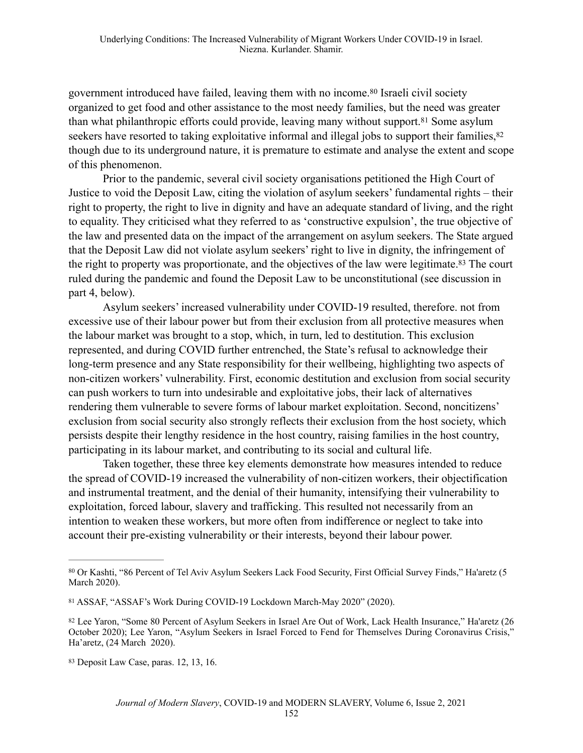government introduced have failed, leaving them with no income.[80] Israeli civil society organized to get food and other assistance to the most needy families, but the need was greater than what philanthropic efforts could provide, leaving many without support.[81] Some asylum seekers have resorted to taking exploitative informal and illegal jobs to support their families,[82] though due to its underground nature, it is premature to estimate and analyse the extent and scope of this phenomenon.

Prior to the pandemic, several civil society organisations petitioned the High Court of Justice to void the Deposit Law, citing the violation of asylum seekers' fundamental rights – their right to property, the right to live in dignity and have an adequate standard of living, and the right to equality. They criticised what they referred to as 'constructive expulsion', the true objective of the law and presented data on the impact of the arrangement on asylum seekers. The State argued that the Deposit Law did not violate asylum seekers' right to live in dignity, the infringement of the right to property was proportionate, and the objectives of the law were legitimate.[83] The court ruled during the pandemic and found the Deposit Law to be unconstitutional (see discussion in part 4, below).

Asylum seekers' increased vulnerability under COVID-19 resulted, therefore. not from excessive use of their labour power but from their exclusion from all protective measures when the labour market was brought to a stop, which, in turn, led to destitution. This exclusion represented, and during COVID further entrenched, the State's refusal to acknowledge their long-term presence and any State responsibility for their wellbeing, highlighting two aspects of non-citizen workers' vulnerability. First, economic destitution and exclusion from social security can push workers to turn into undesirable and exploitative jobs, their lack of alternatives rendering them vulnerable to severe forms of labour market exploitation. Second, noncitizens' exclusion from social security also strongly reflects their exclusion from the host society, which persists despite their lengthy residence in the host country, raising families in the host country, participating in its labour market, and contributing to its social and cultural life.

Taken together, these three key elements demonstrate how measures intended to reduce the spread of COVID-19 increased the vulnerability of non-citizen workers, their objectification and instrumental treatment, and the denial of their humanity, intensifying their vulnerability to exploitation, forced labour, slavery and trafficking. This resulted not necessarily from an intention to weaken these workers, but more often from indifference or neglect to take into account their pre-existing vulnerability or their interests, beyond their labour power.

---

[80] Or Kashti, "86 Percent of Tel Aviv Asylum Seekers Lack Food Security, First Official Survey Finds," Ha'aretz (5 March 2020).

[81] ASSAF, "ASSAF's Work During COVID-19 Lockdown March-May 2020" (2020).

[82] Lee Yaron, "Some 80 Percent of Asylum Seekers in Israel Are Out of Work, Lack Health Insurance," Ha'aretz (26 October 2020); Lee Yaron, "Asylum Seekers in Israel Forced to Fend for Themselves During Coronavirus Crisis," Ha'aretz, (24 March 2020).

[83] Deposit Law Case, paras. 12, 13, 16.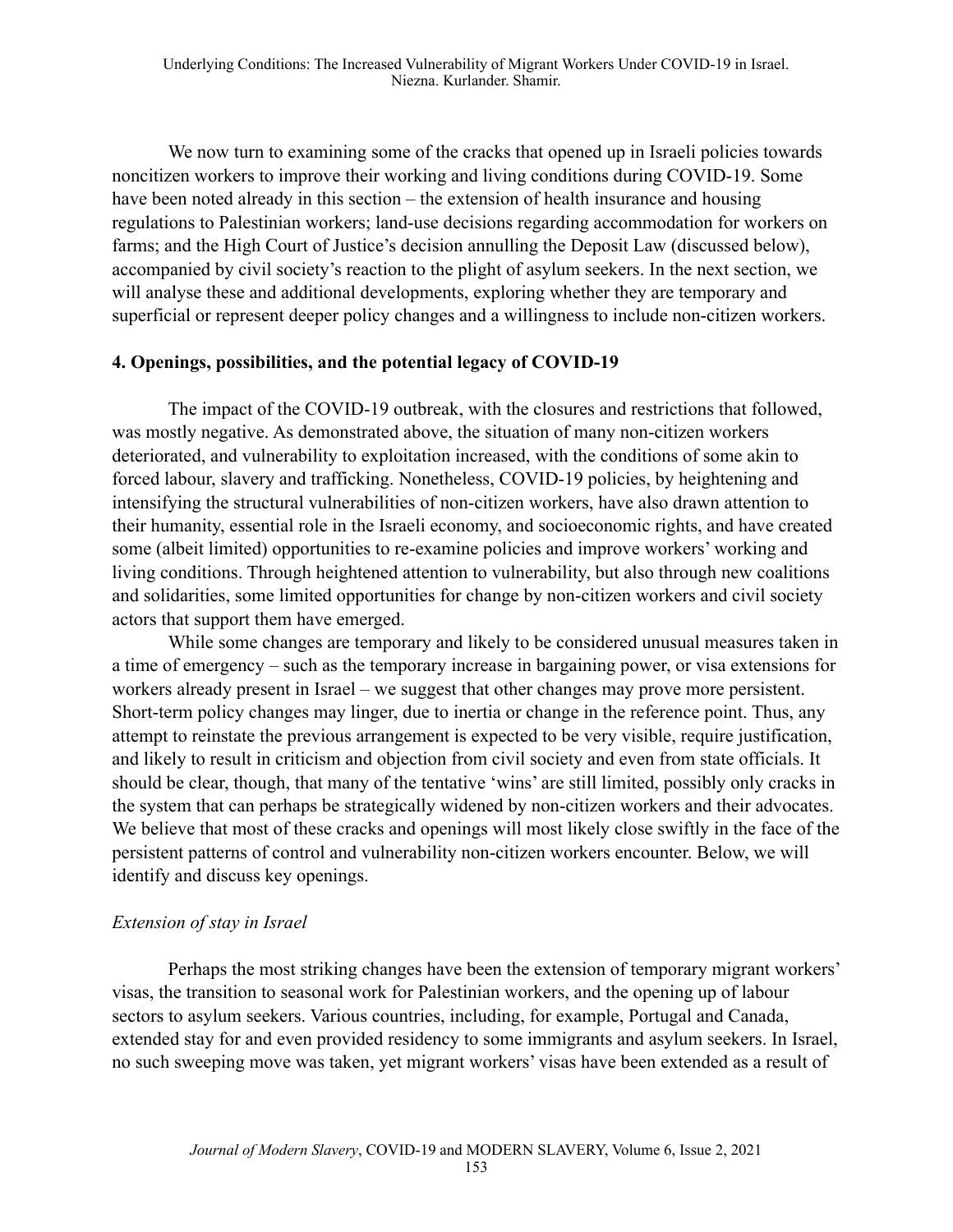We now turn to examining some of the cracks that opened up in Israeli policies towards noncitizen workers to improve their working and living conditions during COVID-19. Some have been noted already in this section – the extension of health insurance and housing regulations to Palestinian workers; land-use decisions regarding accommodation for workers on farms; and the High Court of Justice's decision annulling the Deposit Law (discussed below), accompanied by civil society's reaction to the plight of asylum seekers. In the next section, we will analyse these and additional developments, exploring whether they are temporary and superficial or represent deeper policy changes and a willingness to include non-citizen workers.

## 4. Openings, possibilities, and the potential legacy of COVID-19

The impact of the COVID-19 outbreak, with the closures and restrictions that followed, was mostly negative. As demonstrated above, the situation of many non-citizen workers deteriorated, and vulnerability to exploitation increased, with the conditions of some akin to forced labour, slavery and trafficking. Nonetheless, COVID-19 policies, by heightening and intensifying the structural vulnerabilities of non-citizen workers, have also drawn attention to their humanity, essential role in the Israeli economy, and socioeconomic rights, and have created some (albeit limited) opportunities to re-examine policies and improve workers' working and living conditions. Through heightened attention to vulnerability, but also through new coalitions and solidarities, some limited opportunities for change by non-citizen workers and civil society actors that support them have emerged.

While some changes are temporary and likely to be considered unusual measures taken in a time of emergency – such as the temporary increase in bargaining power, or visa extensions for workers already present in Israel – we suggest that other changes may prove more persistent. Short-term policy changes may linger, due to inertia or change in the reference point. Thus, any attempt to reinstate the previous arrangement is expected to be very visible, require justification, and likely to result in criticism and objection from civil society and even from state officials. It should be clear, though, that many of the tentative 'wins' are still limited, possibly only cracks in the system that can perhaps be strategically widened by non-citizen workers and their advocates. We believe that most of these cracks and openings will most likely close swiftly in the face of the persistent patterns of control and vulnerability non-citizen workers encounter. Below, we will identify and discuss key openings.

### *Extension of stay in Israel*

Perhaps the most striking changes have been the extension of temporary migrant workers' visas, the transition to seasonal work for Palestinian workers, and the opening up of labour sectors to asylum seekers. Various countries, including, for example, Portugal and Canada, extended stay for and even provided residency to some immigrants and asylum seekers. In Israel, no such sweeping move was taken, yet migrant workers' visas have been extended as a result of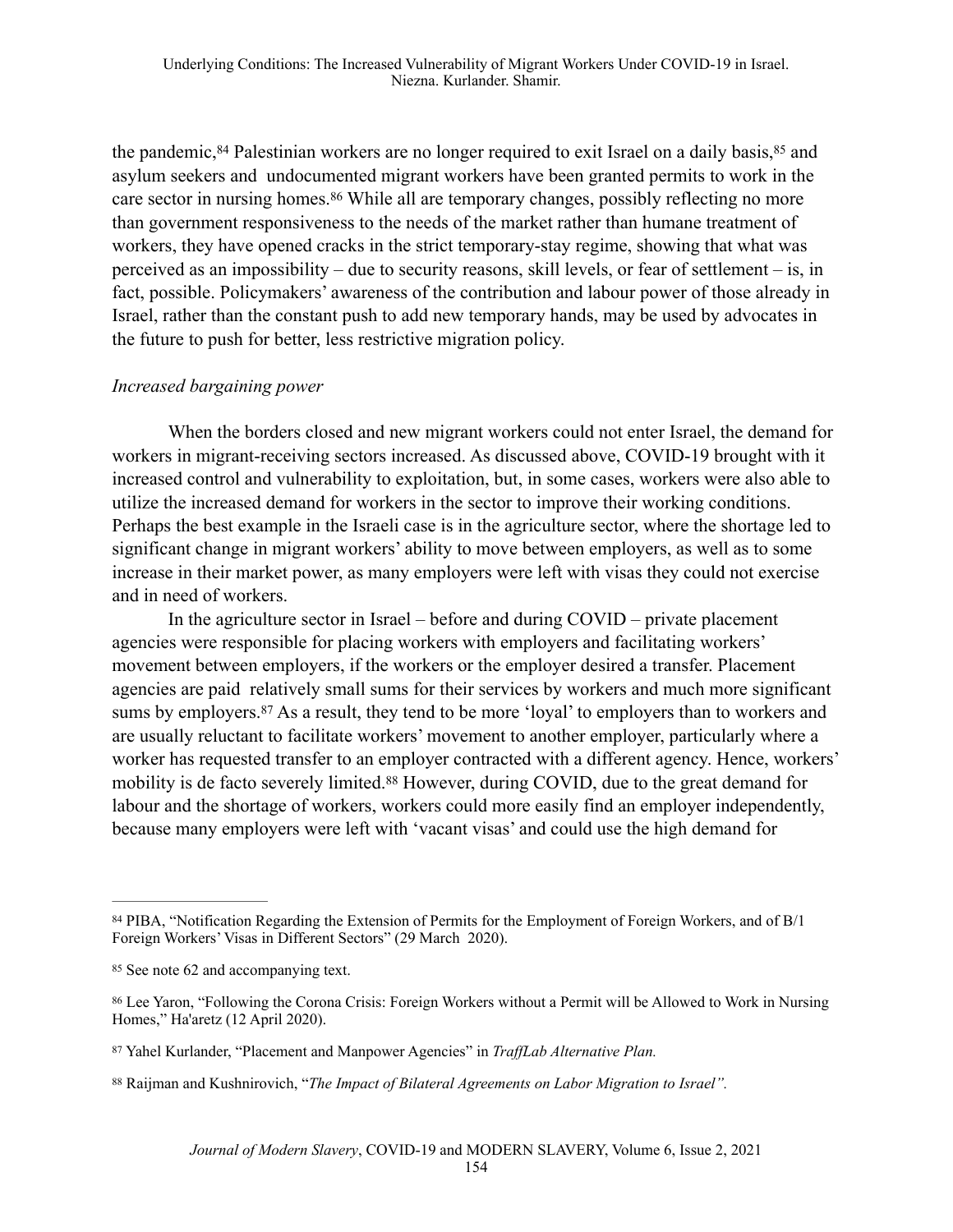the pandemic,[84] Palestinian workers are no longer required to exit Israel on a daily basis,[85] and asylum seekers and undocumented migrant workers have been granted permits to work in the care sector in nursing homes.[86] While all are temporary changes, possibly reflecting no more than government responsiveness to the needs of the market rather than humane treatment of workers, they have opened cracks in the strict temporary-stay regime, showing that what was perceived as an impossibility – due to security reasons, skill levels, or fear of settlement – is, in fact, possible. Policymakers' awareness of the contribution and labour power of those already in Israel, rather than the constant push to add new temporary hands, may be used by advocates in the future to push for better, less restrictive migration policy.

*Increased bargaining power*

When the borders closed and new migrant workers could not enter Israel, the demand for workers in migrant-receiving sectors increased. As discussed above, COVID-19 brought with it increased control and vulnerability to exploitation, but, in some cases, workers were also able to utilize the increased demand for workers in the sector to improve their working conditions. Perhaps the best example in the Israeli case is in the agriculture sector, where the shortage led to significant change in migrant workers' ability to move between employers, as well as to some increase in their market power, as many employers were left with visas they could not exercise and in need of workers.

In the agriculture sector in Israel – before and during COVID – private placement agencies were responsible for placing workers with employers and facilitating workers' movement between employers, if the workers or the employer desired a transfer. Placement agencies are paid relatively small sums for their services by workers and much more significant sums by employers.[87] As a result, they tend to be more 'loyal' to employers than to workers and are usually reluctant to facilitate workers' movement to another employer, particularly where a worker has requested transfer to an employer contracted with a different agency. Hence, workers' mobility is de facto severely limited.[88] However, during COVID, due to the great demand for labour and the shortage of workers, workers could more easily find an employer independently, because many employers were left with 'vacant visas' and could use the high demand for

---

[84] PIBA, "Notification Regarding the Extension of Permits for the Employment of Foreign Workers, and of B/1 Foreign Workers' Visas in Different Sectors" (29 March 2020).

[85] See note 62 and accompanying text.

[86] Lee Yaron, "Following the Corona Crisis: Foreign Workers without a Permit will be Allowed to Work in Nursing Homes," Ha'aretz (12 April 2020).

[87] Yahel Kurlander, "Placement and Manpower Agencies" in *TraffLab Alternative Plan.*

[88] Raijman and Kushnirovich, "*The Impact of Bilateral Agreements on Labor Migration to Israel".*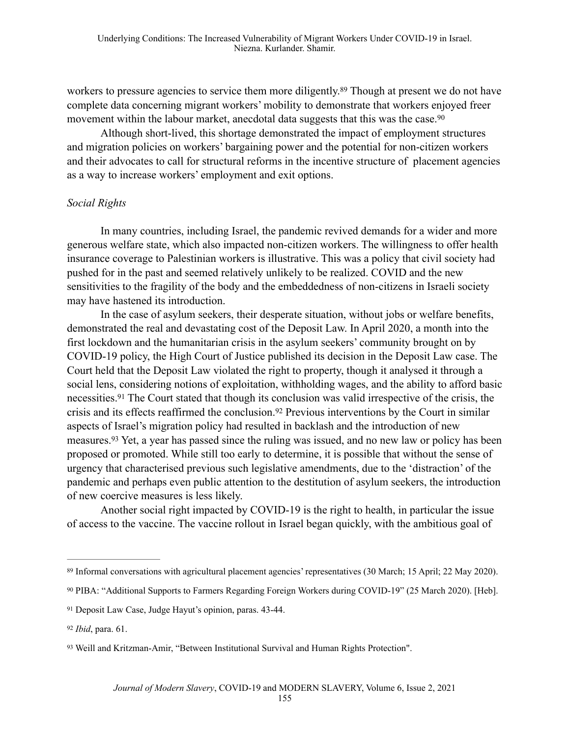workers to pressure agencies to service them more diligently.[89] Though at present we do not have complete data concerning migrant workers' mobility to demonstrate that workers enjoyed freer movement within the labour market, anecdotal data suggests that this was the case.[90]

Although short-lived, this shortage demonstrated the impact of employment structures and migration policies on workers' bargaining power and the potential for non-citizen workers and their advocates to call for structural reforms in the incentive structure of placement agencies as a way to increase workers' employment and exit options.

*Social Rights*

In many countries, including Israel, the pandemic revived demands for a wider and more generous welfare state, which also impacted non-citizen workers. The willingness to offer health insurance coverage to Palestinian workers is illustrative. This was a policy that civil society had pushed for in the past and seemed relatively unlikely to be realized. COVID and the new sensitivities to the fragility of the body and the embeddedness of non-citizens in Israeli society may have hastened its introduction.

In the case of asylum seekers, their desperate situation, without jobs or welfare benefits, demonstrated the real and devastating cost of the Deposit Law. In April 2020, a month into the first lockdown and the humanitarian crisis in the asylum seekers' community brought on by COVID-19 policy, the High Court of Justice published its decision in the Deposit Law case. The Court held that the Deposit Law violated the right to property, though it analysed it through a social lens, considering notions of exploitation, withholding wages, and the ability to afford basic necessities.[91] The Court stated that though its conclusion was valid irrespective of the crisis, the crisis and its effects reaffirmed the conclusion.[92] Previous interventions by the Court in similar aspects of Israel's migration policy had resulted in backlash and the introduction of new measures.[93] Yet, a year has passed since the ruling was issued, and no new law or policy has been proposed or promoted. While still too early to determine, it is possible that without the sense of urgency that characterised previous such legislative amendments, due to the 'distraction' of the pandemic and perhaps even public attention to the destitution of asylum seekers, the introduction of new coercive measures is less likely.

Another social right impacted by COVID-19 is the right to health, in particular the issue of access to the vaccine. The vaccine rollout in Israel began quickly, with the ambitious goal of

---

[89] Informal conversations with agricultural placement agencies' representatives (30 March; 15 April; 22 May 2020).

[90] PIBA: "Additional Supports to Farmers Regarding Foreign Workers during COVID-19" (25 March 2020). [Heb].

[91] Deposit Law Case, Judge Hayut's opinion, paras. 43-44.

[92] *Ibid*, para. 61.

[93] Weill and Kritzman-Amir, "Between Institutional Survival and Human Rights Protection".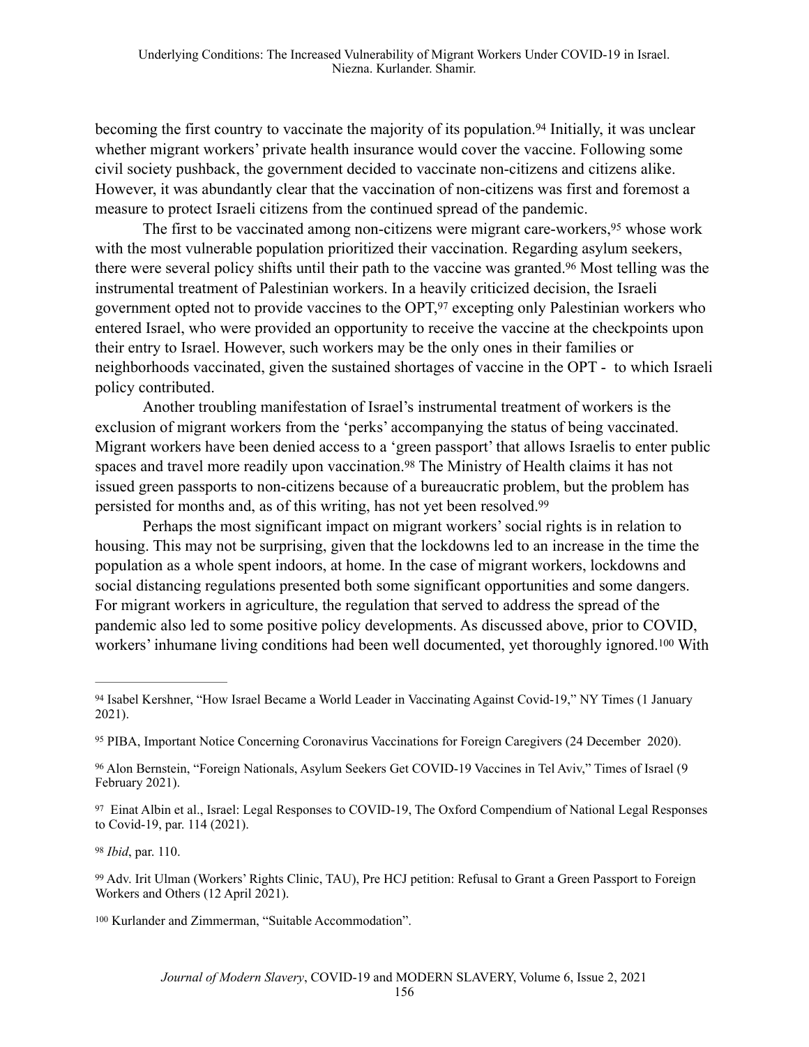becoming the first country to vaccinate the majority of its population.[94] Initially, it was unclear whether migrant workers' private health insurance would cover the vaccine. Following some civil society pushback, the government decided to vaccinate non-citizens and citizens alike. However, it was abundantly clear that the vaccination of non-citizens was first and foremost a measure to protect Israeli citizens from the continued spread of the pandemic.

The first to be vaccinated among non-citizens were migrant care-workers,[95] whose work with the most vulnerable population prioritized their vaccination. Regarding asylum seekers, there were several policy shifts until their path to the vaccine was granted.[96] Most telling was the instrumental treatment of Palestinian workers. In a heavily criticized decision, the Israeli government opted not to provide vaccines to the OPT,[97] excepting only Palestinian workers who entered Israel, who were provided an opportunity to receive the vaccine at the checkpoints upon their entry to Israel. However, such workers may be the only ones in their families or neighborhoods vaccinated, given the sustained shortages of vaccine in the OPT - to which Israeli policy contributed.

Another troubling manifestation of Israel's instrumental treatment of workers is the exclusion of migrant workers from the 'perks' accompanying the status of being vaccinated. Migrant workers have been denied access to a 'green passport' that allows Israelis to enter public spaces and travel more readily upon vaccination.[98] The Ministry of Health claims it has not issued green passports to non-citizens because of a bureaucratic problem, but the problem has persisted for months and, as of this writing, has not yet been resolved.[99]

Perhaps the most significant impact on migrant workers' social rights is in relation to housing. This may not be surprising, given that the lockdowns led to an increase in the time the population as a whole spent indoors, at home. In the case of migrant workers, lockdowns and social distancing regulations presented both some significant opportunities and some dangers. For migrant workers in agriculture, the regulation that served to address the spread of the pandemic also led to some positive policy developments. As discussed above, prior to COVID, workers' inhumane living conditions had been well documented, yet thoroughly ignored.[100] With

---

[94] Isabel Kershner, "How Israel Became a World Leader in Vaccinating Against Covid-19," NY Times (1 January 2021).

[95] PIBA, Important Notice Concerning Coronavirus Vaccinations for Foreign Caregivers (24 December 2020).

[96] Alon Bernstein, "Foreign Nationals, Asylum Seekers Get COVID-19 Vaccines in Tel Aviv," Times of Israel (9 February 2021).

[97] Einat Albin et al., Israel: Legal Responses to COVID-19, The Oxford Compendium of National Legal Responses to Covid-19, par. 114 (2021).

[98] *Ibid*, par. 110.

[99] Adv. Irit Ulman (Workers' Rights Clinic, TAU), Pre HCJ petition: Refusal to Grant a Green Passport to Foreign Workers and Others (12 April 2021).

[100] Kurlander and Zimmerman, "Suitable Accommodation".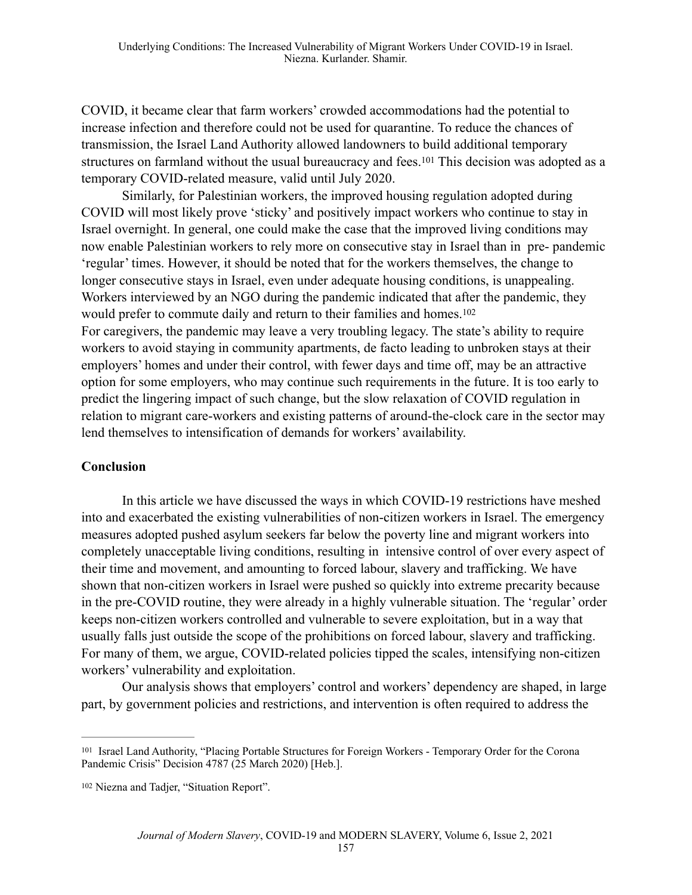COVID, it became clear that farm workers' crowded accommodations had the potential to increase infection and therefore could not be used for quarantine. To reduce the chances of transmission, the Israel Land Authority allowed landowners to build additional temporary structures on farmland without the usual bureaucracy and fees.[101] This decision was adopted as a temporary COVID-related measure, valid until July 2020.

Similarly, for Palestinian workers, the improved housing regulation adopted during COVID will most likely prove 'sticky' and positively impact workers who continue to stay in Israel overnight. In general, one could make the case that the improved living conditions may now enable Palestinian workers to rely more on consecutive stay in Israel than in pre- pandemic 'regular' times. However, it should be noted that for the workers themselves, the change to longer consecutive stays in Israel, even under adequate housing conditions, is unappealing. Workers interviewed by an NGO during the pandemic indicated that after the pandemic, they would prefer to commute daily and return to their families and homes.[102]

For caregivers, the pandemic may leave a very troubling legacy. The state's ability to require workers to avoid staying in community apartments, de facto leading to unbroken stays at their employers' homes and under their control, with fewer days and time off, may be an attractive option for some employers, who may continue such requirements in the future. It is too early to predict the lingering impact of such change, but the slow relaxation of COVID regulation in relation to migrant care-workers and existing patterns of around-the-clock care in the sector may lend themselves to intensification of demands for workers' availability.

## Conclusion

In this article we have discussed the ways in which COVID-19 restrictions have meshed into and exacerbated the existing vulnerabilities of non-citizen workers in Israel. The emergency measures adopted pushed asylum seekers far below the poverty line and migrant workers into completely unacceptable living conditions, resulting in intensive control of over every aspect of their time and movement, and amounting to forced labour, slavery and trafficking. We have shown that non-citizen workers in Israel were pushed so quickly into extreme precarity because in the pre-COVID routine, they were already in a highly vulnerable situation. The 'regular' order keeps non-citizen workers controlled and vulnerable to severe exploitation, but in a way that usually falls just outside the scope of the prohibitions on forced labour, slavery and trafficking. For many of them, we argue, COVID-related policies tipped the scales, intensifying non-citizen workers' vulnerability and exploitation.

Our analysis shows that employers' control and workers' dependency are shaped, in large part, by government policies and restrictions, and intervention is often required to address the

---

[101] Israel Land Authority, "Placing Portable Structures for Foreign Workers - Temporary Order for the Corona Pandemic Crisis" Decision 4787 (25 March 2020) [Heb.].

[102] Niezna and Tadjer, "Situation Report".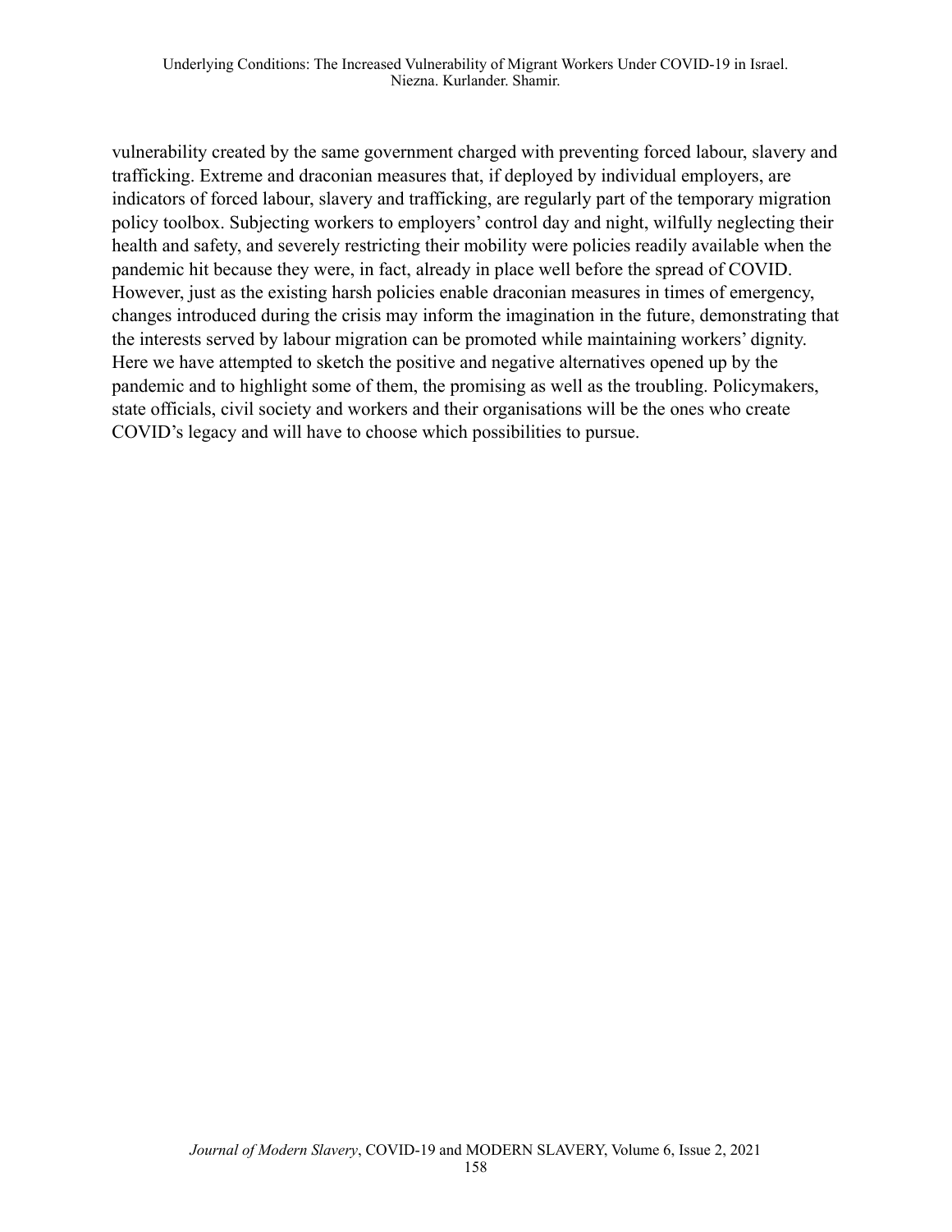vulnerability created by the same government charged with preventing forced labour, slavery and trafficking. Extreme and draconian measures that, if deployed by individual employers, are indicators of forced labour, slavery and trafficking, are regularly part of the temporary migration policy toolbox. Subjecting workers to employers' control day and night, wilfully neglecting their health and safety, and severely restricting their mobility were policies readily available when the pandemic hit because they were, in fact, already in place well before the spread of COVID. However, just as the existing harsh policies enable draconian measures in times of emergency, changes introduced during the crisis may inform the imagination in the future, demonstrating that the interests served by labour migration can be promoted while maintaining workers' dignity. Here we have attempted to sketch the positive and negative alternatives opened up by the pandemic and to highlight some of them, the promising as well as the troubling. Policymakers, state officials, civil society and workers and their organisations will be the ones who create COVID's legacy and will have to choose which possibilities to pursue.